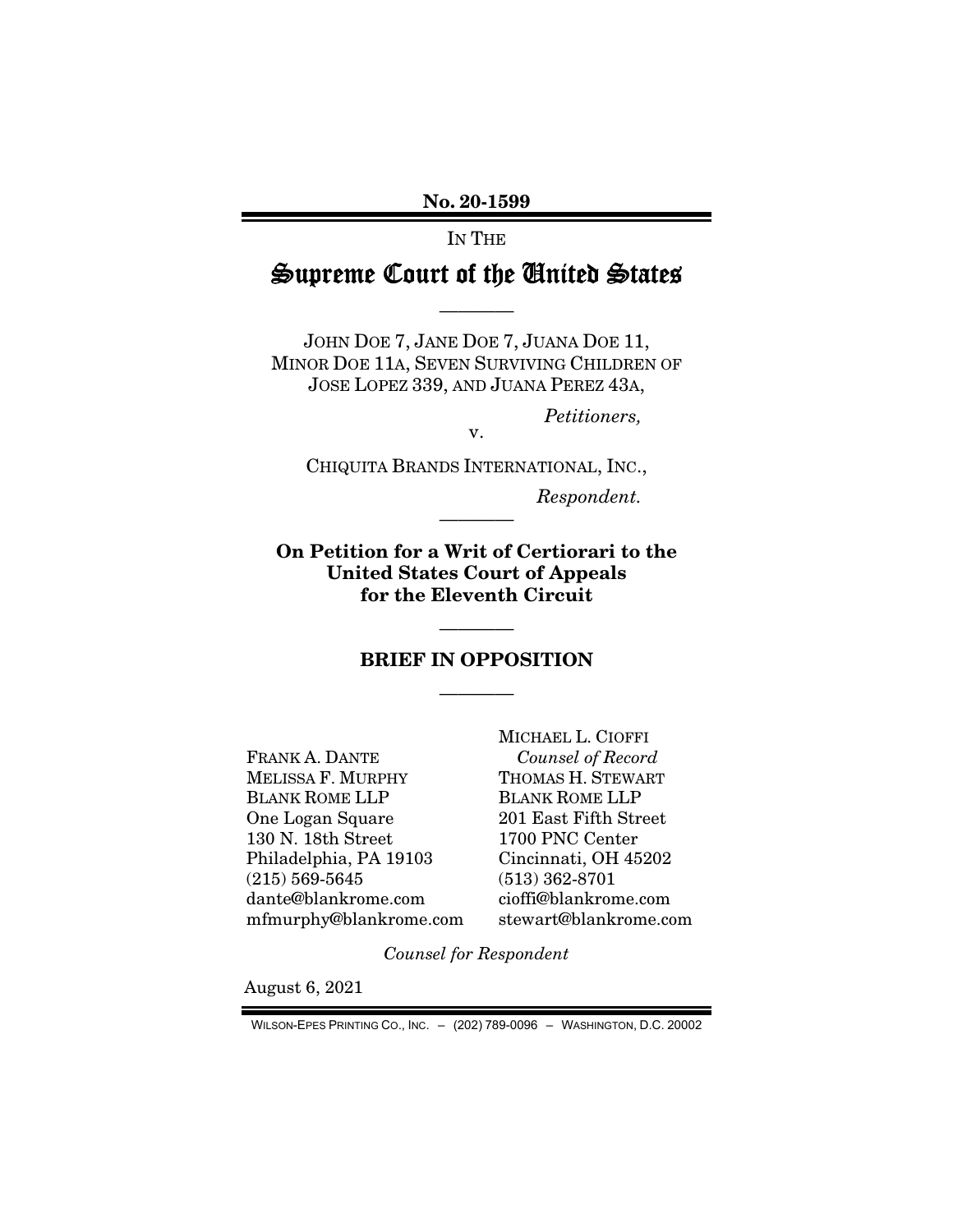**No. 20-1599**

IN THE

# Supreme Court of the United States

————

JOHN DOE 7, JANE DOE 7, JUANA DOE 11, MINOR DOE 11A, SEVEN SURVIVING CHILDREN OF JOSE LOPEZ 339, AND JUANA PEREZ 43A,

*Petitioners,*

v.

CHIQUITA BRANDS INTERNATIONAL, INC.,

*Respondent.*

————

**On Petition for a Writ of Certiorari to the United States Court of Appeals for the Eleventh Circuit**

————

## BRIEF IN OPPOSITION

————

FRANK A. DANTE
MELISSA F. MURPHY
BLANK ROME LLP
One Logan Square
130 N. 18th Street
Philadelphia, PA 19103
(215) 569-5645
dante@blankrome.com
mfmurphy@blankrome.com

MICHAEL L. CIOFFI
*Counsel of Record*
THOMAS H. STEWART
BLANK ROME LLP
201 East Fifth Street
1700 PNC Center
Cincinnati, OH 45202
(513) 362-8701
cioffi@blankrome.com
stewart@blankrome.com

*Counsel for Respondent*

August 6, 2021

WILSON-EPES PRINTING CO., INC. – (202) 789-0096 – WASHINGTON, D.C. 20002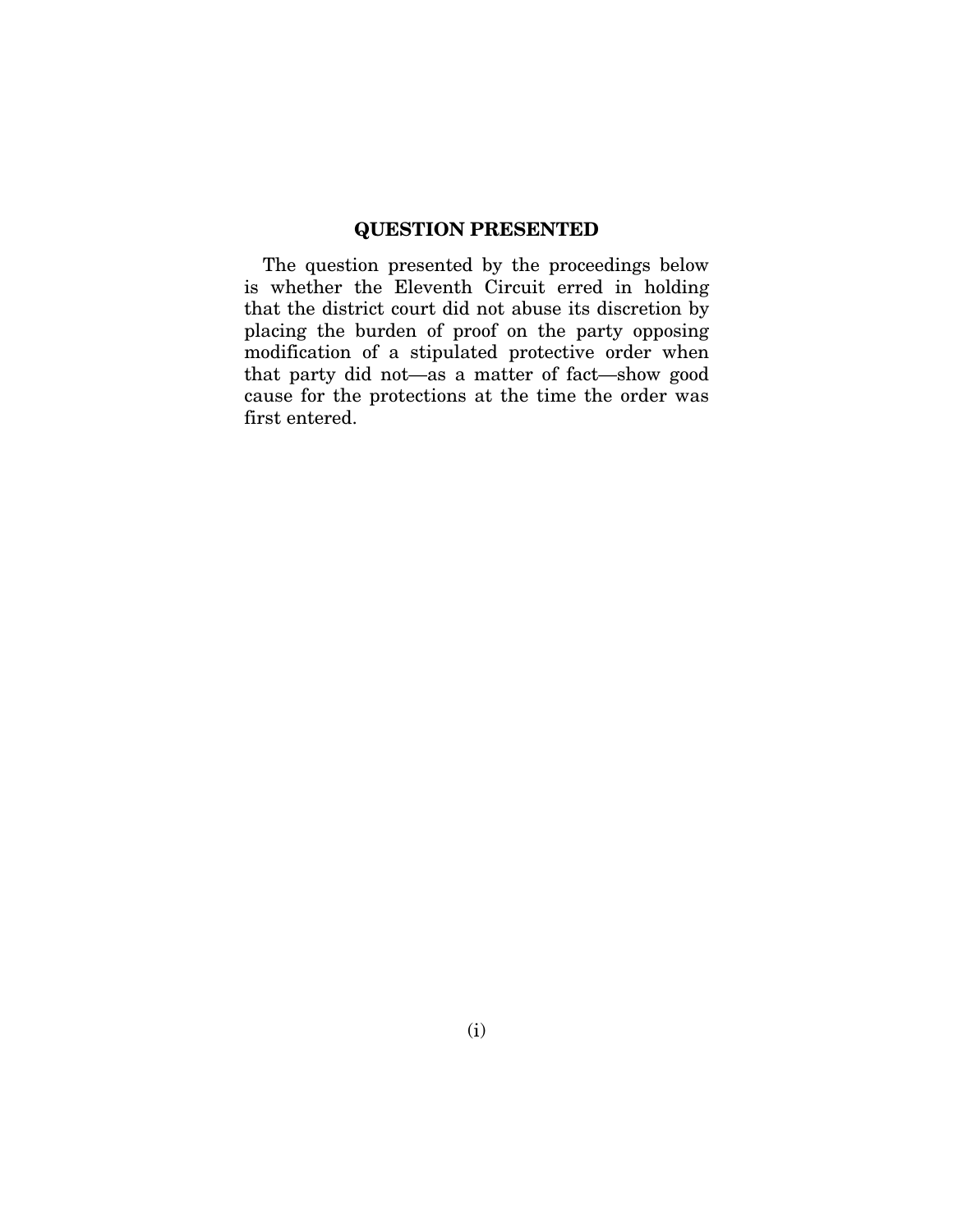## QUESTION PRESENTED

The question presented by the proceedings below is whether the Eleventh Circuit erred in holding that the district court did not abuse its discretion by placing the burden of proof on the party opposing modification of a stipulated protective order when that party did not—as a matter of fact—show good cause for the protections at the time the order was first entered.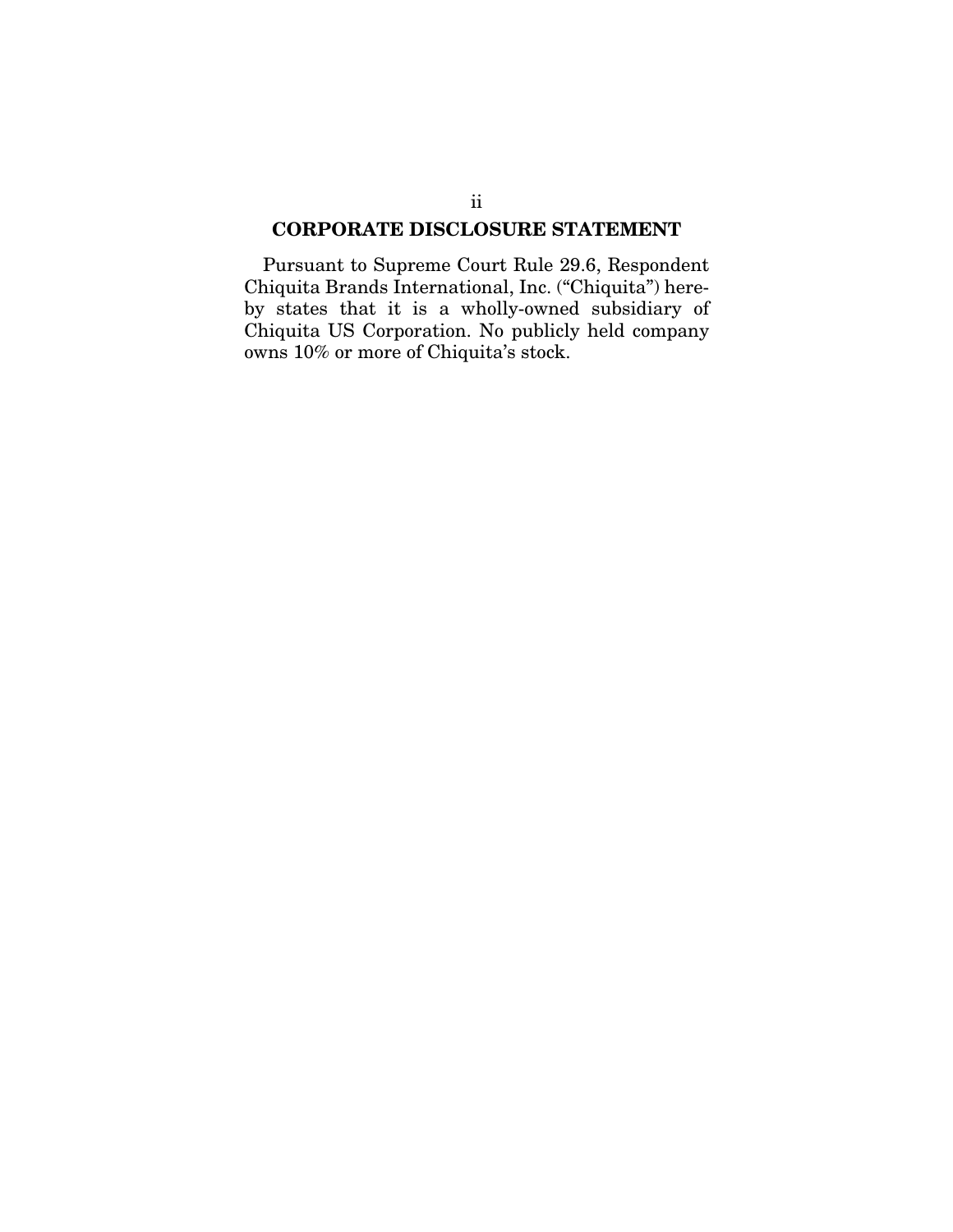## CORPORATE DISCLOSURE STATEMENT

Pursuant to Supreme Court Rule 29.6, Respondent Chiquita Brands International, Inc. ("Chiquita") hereby states that it is a wholly-owned subsidiary of Chiquita US Corporation. No publicly held company owns 10% or more of Chiquita's stock.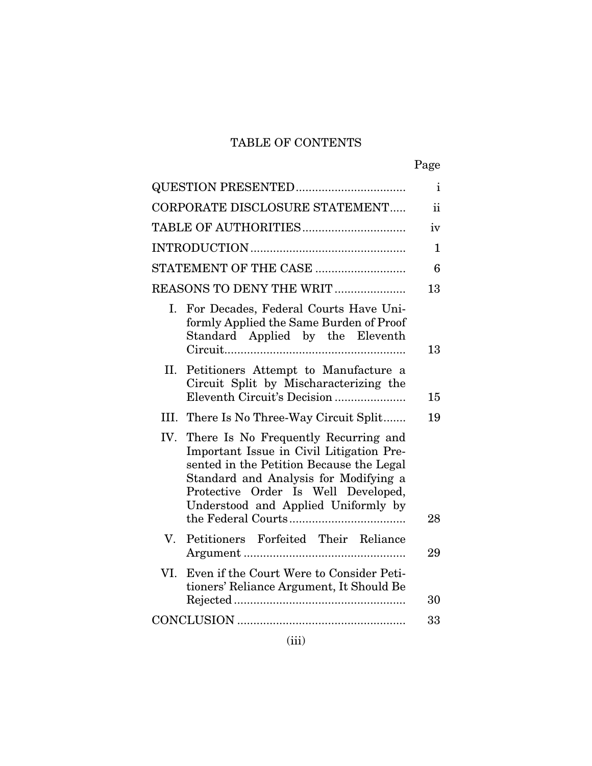# TABLE OF CONTENTS

| | Page |
|---|---|
| QUESTION PRESENTED | i |
| CORPORATE DISCLOSURE STATEMENT | ii |
| TABLE OF AUTHORITIES | iv |
| INTRODUCTION | 1 |
| STATEMENT OF THE CASE | 6 |
| REASONS TO DENY THE WRIT | 13 |
| I. For Decades, Federal Courts Have Uniformly Applied the Same Burden of Proof Standard Applied by the Eleventh Circuit | 13 |
| II. Petitioners Attempt to Manufacture a Circuit Split by Mischaracterizing the Eleventh Circuit's Decision | 15 |
| III. There Is No Three-Way Circuit Split | 19 |
| IV. There Is No Frequently Recurring and Important Issue in Civil Litigation Presented in the Petition Because the Legal Standard and Analysis for Modifying a Protective Order Is Well Developed, Understood and Applied Uniformly by the Federal Courts | 28 |
| V. Petitioners Forfeited Their Reliance Argument | 29 |
| VI. Even if the Court Were to Consider Petitioners' Reliance Argument, It Should Be Rejected | 30 |
| CONCLUSION | 33 |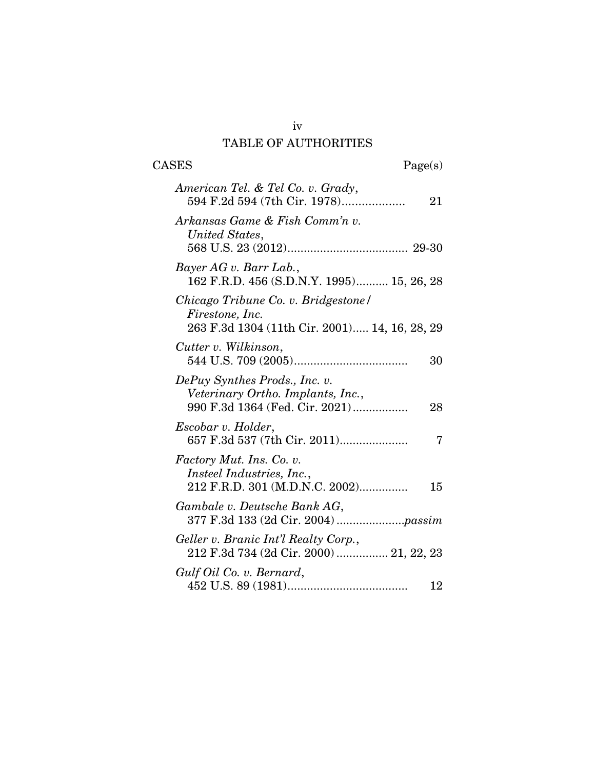# TABLE OF AUTHORITIES

CASES Page(s)

*American Tel. & Tel Co. v. Grady*,
594 F.2d 594 (7th Cir. 1978) .................. 21

*Arkansas Game & Fish Comm'n v. United States*,
568 U.S. 23 (2012) .................................... 29-30

*Bayer AG v. Barr Lab.*,
162 F.R.D. 456 (S.D.N.Y. 1995) .......... 15, 26, 28

*Chicago Tribune Co. v. Bridgestone/ Firestone, Inc.*
263 F.3d 1304 (11th Cir. 2001) ..... 14, 16, 28, 29

*Cutter v. Wilkinson*,
544 U.S. 709 (2005) .................................. 30

*DePuy Synthes Prods., Inc. v. Veterinary Ortho. Implants, Inc.*,
990 F.3d 1364 (Fed. Cir. 2021) ................ 28

*Escobar v. Holder*,
657 F.3d 537 (7th Cir. 2011) .................... 7

*Factory Mut. Ins. Co. v. Insteel Industries, Inc.*,
212 F.R.D. 301 (M.D.N.C. 2002) .............. 15

*Gambale v. Deutsche Bank AG*,
377 F.3d 133 (2d Cir. 2004) ....................*passim*

*Geller v. Branic Int'l Realty Corp.*,
212 F.3d 734 (2d Cir. 2000) ................ 21, 22, 23

*Gulf Oil Co. v. Bernard*,
452 U.S. 89 (1981) .................................... 12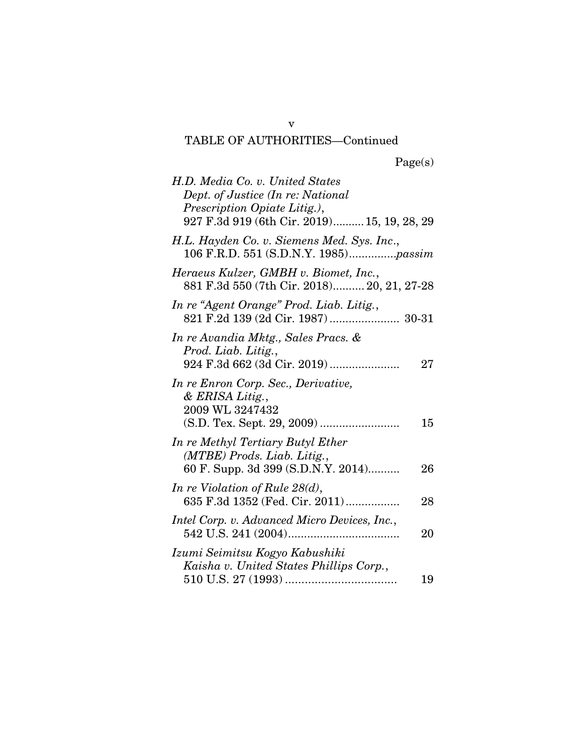## TABLE OF AUTHORITIES—Continued

Page(s)

*H.D. Media Co. v. United States Dept. of Justice (In re: National Prescription Opiate Litig.)*, 927 F.3d 919 (6th Cir. 2019).......... 15, 19, 28, 29

*H.L. Hayden Co. v. Siemens Med. Sys. Inc.*, 106 F.R.D. 551 (S.D.N.Y. 1985)...............*passim*

*Heraeus Kulzer, GMBH v. Biomet, Inc.*, 881 F.3d 550 (7th Cir. 2018).......... 20, 21, 27-28

*In re "Agent Orange" Prod. Liab. Litig.*, 821 F.2d 139 (2d Cir. 1987) ...................... 30-31

*In re Avandia Mktg., Sales Pracs. & Prod. Liab. Litig.*, 924 F.3d 662 (3d Cir. 2019) ...................... 27

*In re Enron Corp. Sec., Derivative, & ERISA Litig.*, 2009 WL 3247432 (S.D. Tex. Sept. 29, 2009) ......................... 15

*In re Methyl Tertiary Butyl Ether (MTBE) Prods. Liab. Litig.*, 60 F. Supp. 3d 399 (S.D.N.Y. 2014).......... 26

*In re Violation of Rule 28(d)*, 635 F.3d 1352 (Fed. Cir. 2011)................. 28

*Intel Corp. v. Advanced Micro Devices, Inc.*, 542 U.S. 241 (2004)................................... 20

*Izumi Seimitsu Kogyo Kabushiki Kaisha v. United States Phillips Corp.*, 510 U.S. 27 (1993) .................................. 19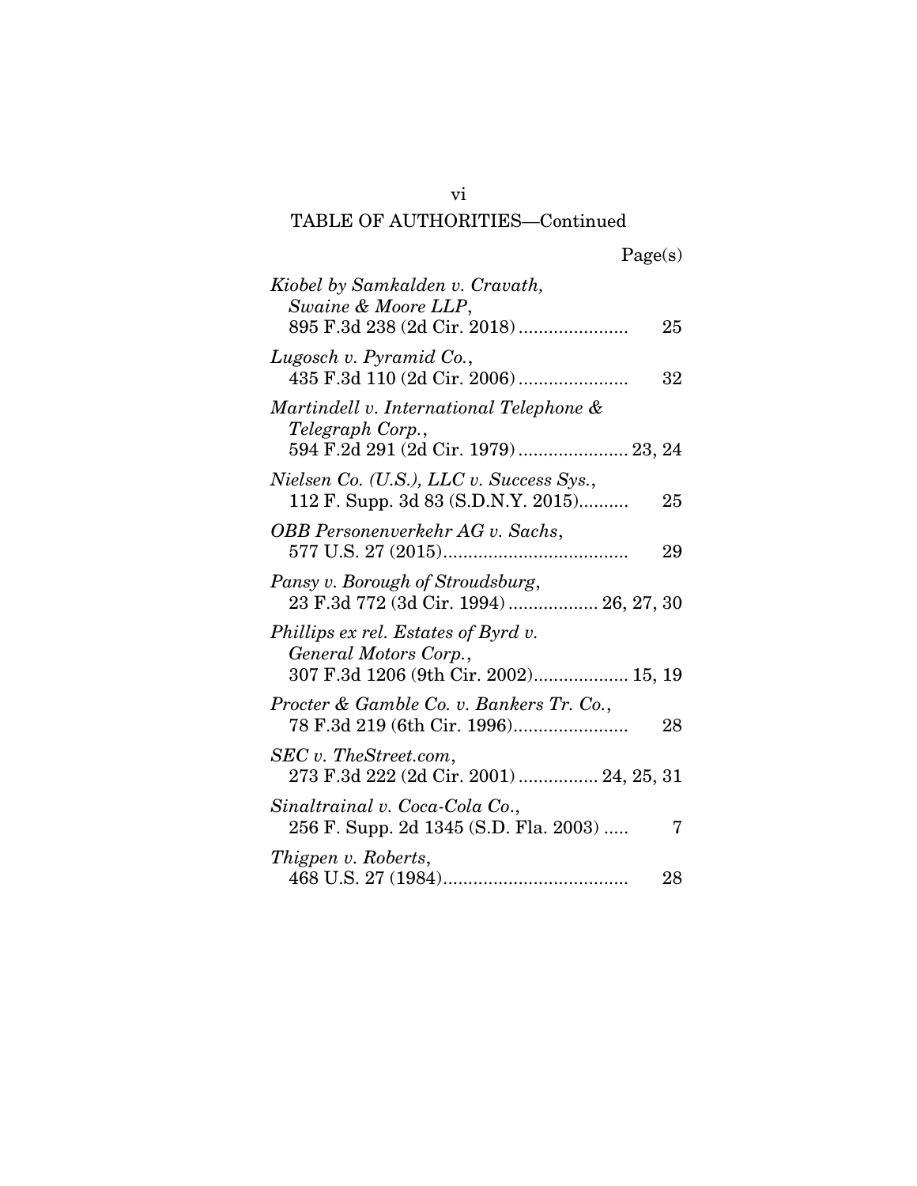TABLE OF AUTHORITIES—Continued

Page(s)

*Kiobel by Samkalden v. Cravath, Swaine & Moore LLP*,
895 F.3d 238 (2d Cir. 2018) ...................... 25

*Lugosch v. Pyramid Co.*,
435 F.3d 110 (2d Cir. 2006) ...................... 32

*Martindell v. International Telephone & Telegraph Corp.*,
594 F.2d 291 (2d Cir. 1979) ...................... 23, 24

*Nielsen Co. (U.S.), LLC v. Success Sys.*,
112 F. Supp. 3d 83 (S.D.N.Y. 2015).......... 25

*OBB Personenverkehr AG v. Sachs*,
577 U.S. 27 (2015)..................................... 29

*Pansy v. Borough of Stroudsburg*,
23 F.3d 772 (3d Cir. 1994) .................. 26, 27, 30

*Phillips ex rel. Estates of Byrd v. General Motors Corp.*,
307 F.3d 1206 (9th Cir. 2002)................... 15, 19

*Procter & Gamble Co. v. Bankers Tr. Co.*,
78 F.3d 219 (6th Cir. 1996)....................... 28

*SEC v. TheStreet.com*,
273 F.3d 222 (2d Cir. 2001) ................ 24, 25, 31

*Sinaltrainal v. Coca-Cola Co.*,
256 F. Supp. 2d 1345 (S.D. Fla. 2003) ..... 7

*Thigpen v. Roberts*,
468 U.S. 27 (1984)..................................... 28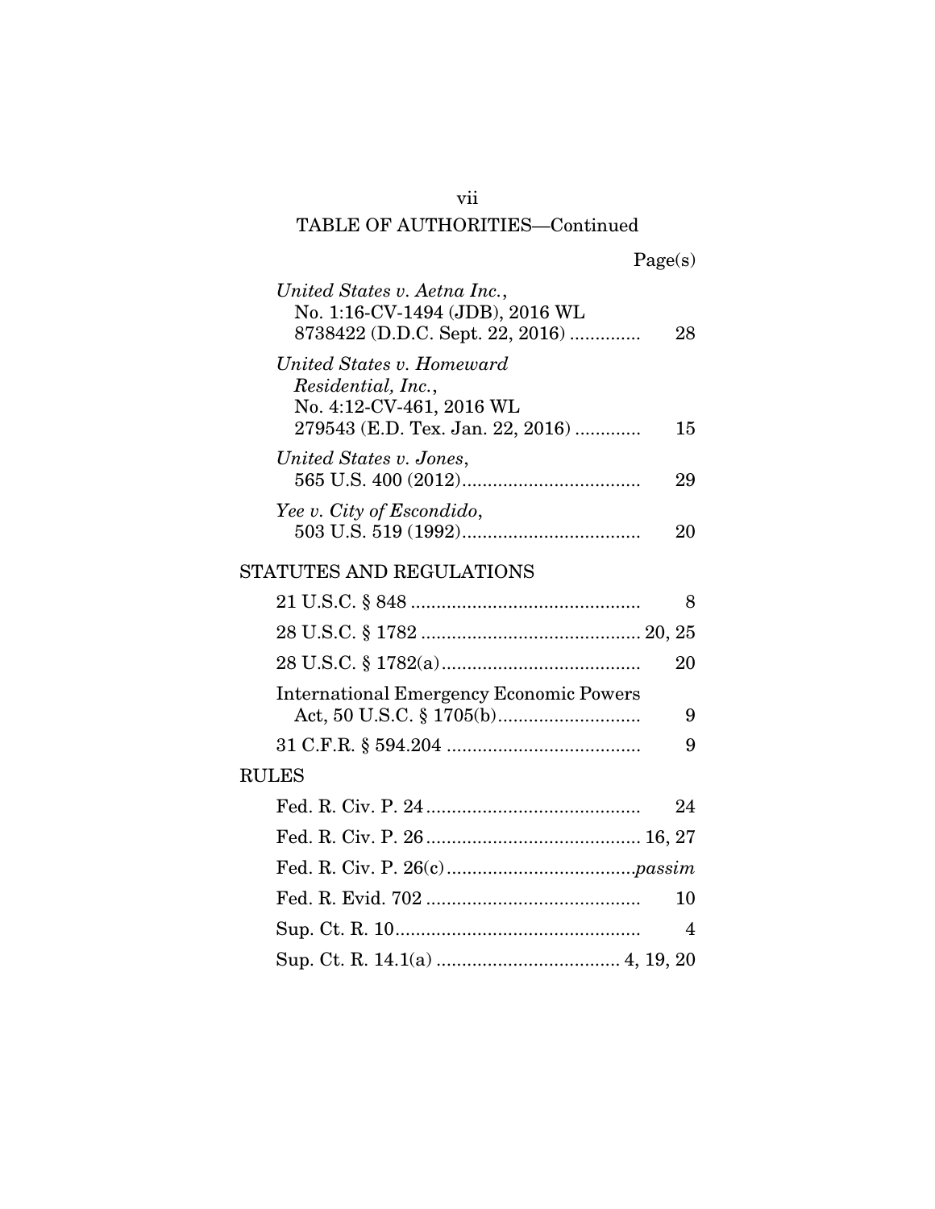TABLE OF AUTHORITIES—Continued

Page(s)

*United States v. Aetna Inc.*, No. 1:16-CV-1494 (JDB), 2016 WL 8738422 (D.D.C. Sept. 22, 2016) .............. 28

*United States v. Homeward Residential, Inc.*, No. 4:12-CV-461, 2016 WL 279543 (E.D. Tex. Jan. 22, 2016) ............ 15

*United States v. Jones*, 565 U.S. 400 (2012).................................... 29

*Yee v. City of Escondido*, 503 U.S. 519 (1992).................................... 20

STATUTES AND REGULATIONS

21 U.S.C. § 848 ............................................. 8

28 U.S.C. § 1782 ........................................... 20, 25

28 U.S.C. § 1782(a)....................................... 20

International Emergency Economic Powers Act, 50 U.S.C. § 1705(b)............................ 9

31 C.F.R. § 594.204 ...................................... 9

RULES

Fed. R. Civ. P. 24 .......................................... 24

Fed. R. Civ. P. 26 .......................................... 16, 27

Fed. R. Civ. P. 26(c) ....................................*passim*

Fed. R. Evid. 702 .......................................... 10

Sup. Ct. R. 10................................................ 4

Sup. Ct. R. 14.1(a) .................................... 4, 19, 20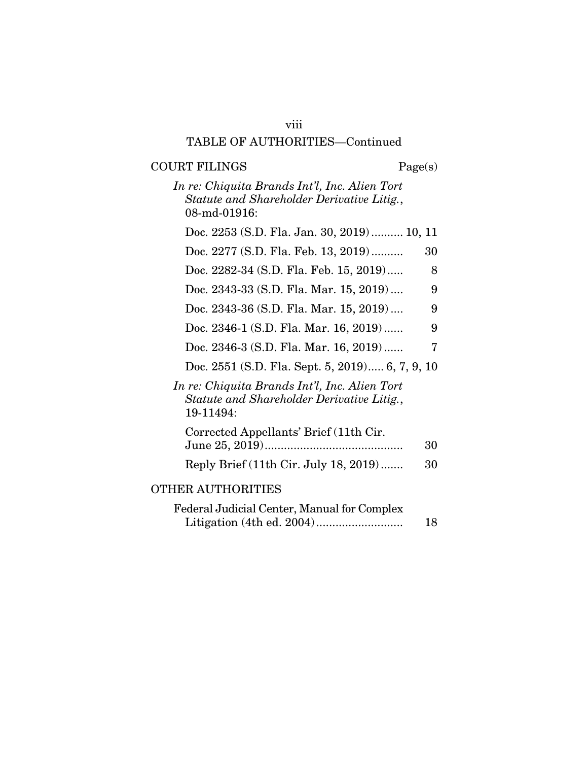TABLE OF AUTHORITIES—Continued

COURT FILINGS — Page(s)

*In re: Chiquita Brands Int'l, Inc. Alien Tort Statute and Shareholder Derivative Litig.*, 08-md-01916:

- Doc. 2253 (S.D. Fla. Jan. 30, 2019) .......... 10, 11
- Doc. 2277 (S.D. Fla. Feb. 13, 2019) .......... 30
- Doc. 2282-34 (S.D. Fla. Feb. 15, 2019) ..... 8
- Doc. 2343-33 (S.D. Fla. Mar. 15, 2019) .... 9
- Doc. 2343-36 (S.D. Fla. Mar. 15, 2019) .... 9
- Doc. 2346-1 (S.D. Fla. Mar. 16, 2019) ...... 9
- Doc. 2346-3 (S.D. Fla. Mar. 16, 2019) ...... 7
- Doc. 2551 (S.D. Fla. Sept. 5, 2019) ..... 6, 7, 9, 10

*In re: Chiquita Brands Int'l, Inc. Alien Tort Statute and Shareholder Derivative Litig.*, 19-11494:

- Corrected Appellants' Brief (11th Cir. June 25, 2019) .......................................... 30
- Reply Brief (11th Cir. July 18, 2019) ....... 30

OTHER AUTHORITIES

- Federal Judicial Center, Manual for Complex Litigation (4th ed. 2004) .......................... 18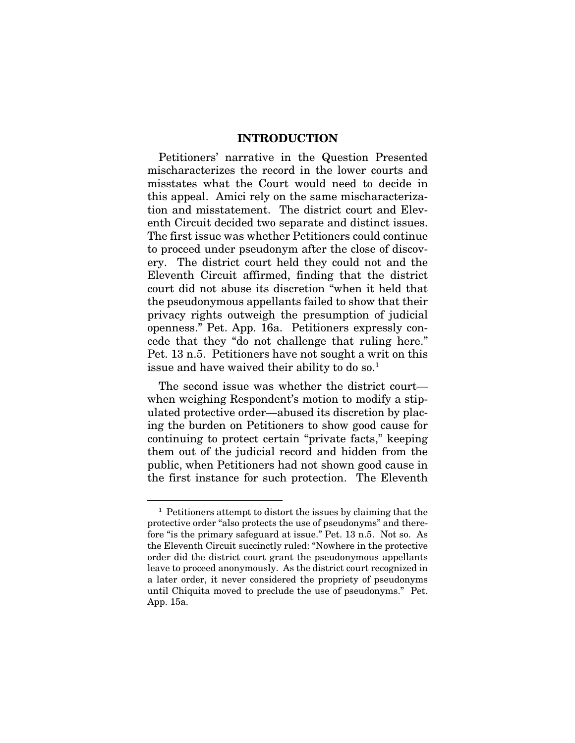## INTRODUCTION

Petitioners' narrative in the Question Presented mischaracterizes the record in the lower courts and misstates what the Court would need to decide in this appeal. Amici rely on the same mischaracterization and misstatement. The district court and Eleventh Circuit decided two separate and distinct issues. The first issue was whether Petitioners could continue to proceed under pseudonym after the close of discovery. The district court held they could not and the Eleventh Circuit affirmed, finding that the district court did not abuse its discretion "when it held that the pseudonymous appellants failed to show that their privacy rights outweigh the presumption of judicial openness." Pet. App. 16a. Petitioners expressly concede that they "do not challenge that ruling here." Pet. 13 n.5. Petitioners have not sought a writ on this issue and have waived their ability to do so.[1]

The second issue was whether the district court—when weighing Respondent's motion to modify a stipulated protective order—abused its discretion by placing the burden on Petitioners to show good cause for continuing to protect certain "private facts," keeping them out of the judicial record and hidden from the public, when Petitioners had not shown good cause in the first instance for such protection. The Eleventh

[1] Petitioners attempt to distort the issues by claiming that the protective order "also protects the use of pseudonyms" and therefore "is the primary safeguard at issue." Pet. 13 n.5. Not so. As the Eleventh Circuit succinctly ruled: "Nowhere in the protective order did the district court grant the pseudonymous appellants leave to proceed anonymously. As the district court recognized in a later order, it never considered the propriety of pseudonyms until Chiquita moved to preclude the use of pseudonyms." Pet. App. 15a.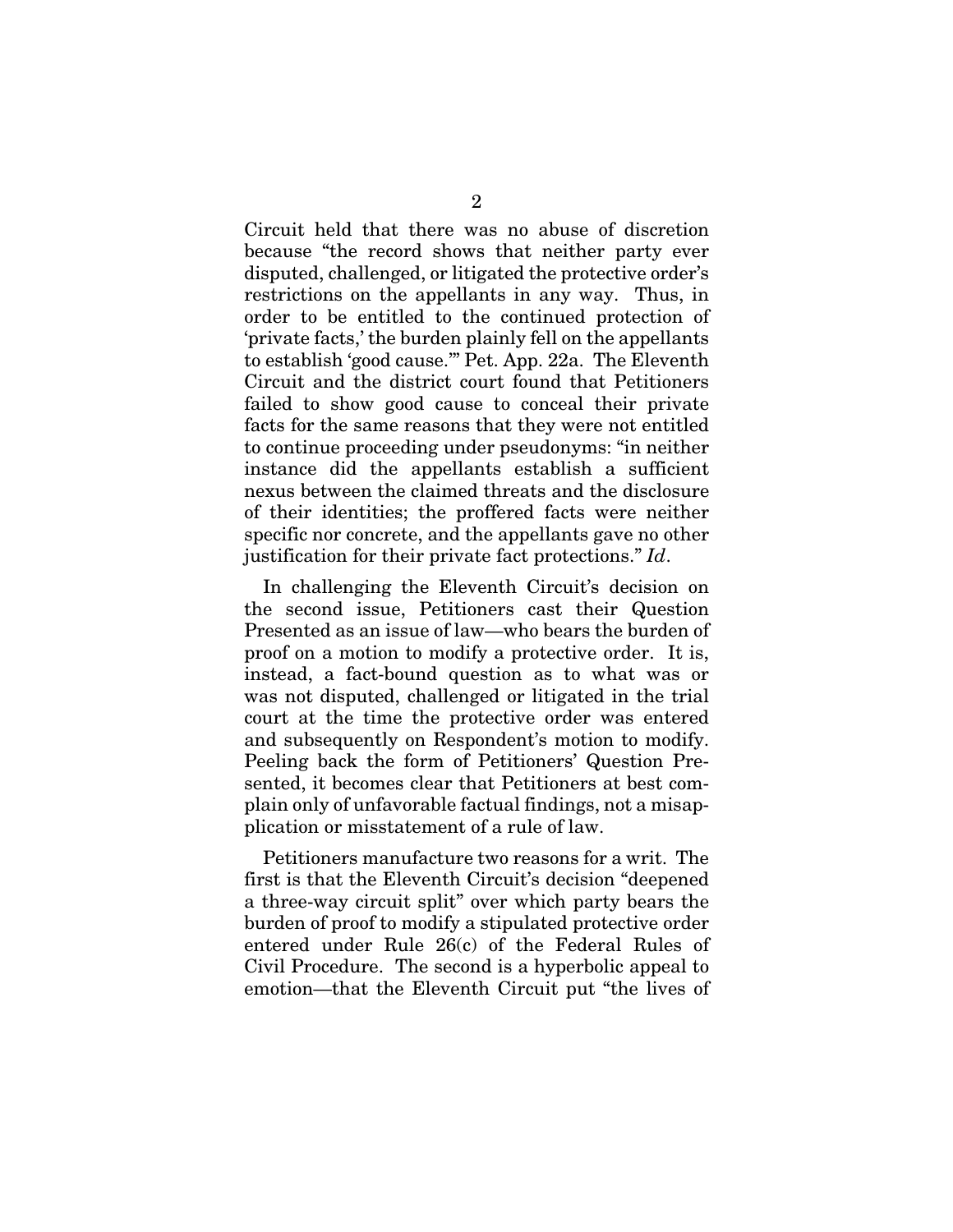Circuit held that there was no abuse of discretion because "the record shows that neither party ever disputed, challenged, or litigated the protective order's restrictions on the appellants in any way. Thus, in order to be entitled to the continued protection of 'private facts,' the burden plainly fell on the appellants to establish 'good cause.'" Pet. App. 22a. The Eleventh Circuit and the district court found that Petitioners failed to show good cause to conceal their private facts for the same reasons that they were not entitled to continue proceeding under pseudonyms: "in neither instance did the appellants establish a sufficient nexus between the claimed threats and the disclosure of their identities; the proffered facts were neither specific nor concrete, and the appellants gave no other justification for their private fact protections." *Id*.

In challenging the Eleventh Circuit's decision on the second issue, Petitioners cast their Question Presented as an issue of law—who bears the burden of proof on a motion to modify a protective order. It is, instead, a fact-bound question as to what was or was not disputed, challenged or litigated in the trial court at the time the protective order was entered and subsequently on Respondent's motion to modify. Peeling back the form of Petitioners' Question Presented, it becomes clear that Petitioners at best complain only of unfavorable factual findings, not a misapplication or misstatement of a rule of law.

Petitioners manufacture two reasons for a writ. The first is that the Eleventh Circuit's decision "deepened a three-way circuit split" over which party bears the burden of proof to modify a stipulated protective order entered under Rule 26(c) of the Federal Rules of Civil Procedure. The second is a hyperbolic appeal to emotion—that the Eleventh Circuit put "the lives of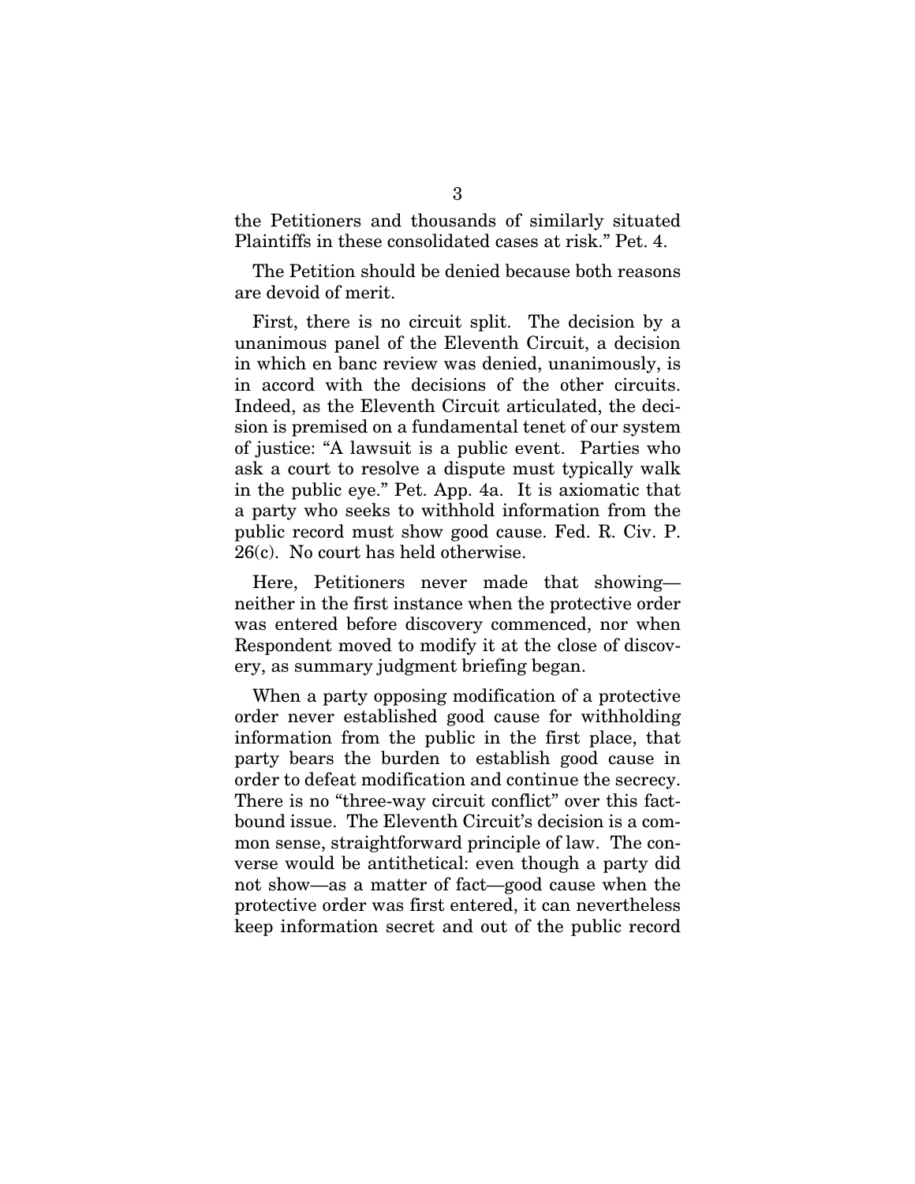the Petitioners and thousands of similarly situated Plaintiffs in these consolidated cases at risk." Pet. 4.

The Petition should be denied because both reasons are devoid of merit.

First, there is no circuit split. The decision by a unanimous panel of the Eleventh Circuit, a decision in which en banc review was denied, unanimously, is in accord with the decisions of the other circuits. Indeed, as the Eleventh Circuit articulated, the decision is premised on a fundamental tenet of our system of justice: "A lawsuit is a public event. Parties who ask a court to resolve a dispute must typically walk in the public eye." Pet. App. 4a. It is axiomatic that a party who seeks to withhold information from the public record must show good cause. Fed. R. Civ. P. 26(c). No court has held otherwise.

Here, Petitioners never made that showing—neither in the first instance when the protective order was entered before discovery commenced, nor when Respondent moved to modify it at the close of discovery, as summary judgment briefing began.

When a party opposing modification of a protective order never established good cause for withholding information from the public in the first place, that party bears the burden to establish good cause in order to defeat modification and continue the secrecy. There is no "three-way circuit conflict" over this fact-bound issue. The Eleventh Circuit's decision is a common sense, straightforward principle of law. The converse would be antithetical: even though a party did not show—as a matter of fact—good cause when the protective order was first entered, it can nevertheless keep information secret and out of the public record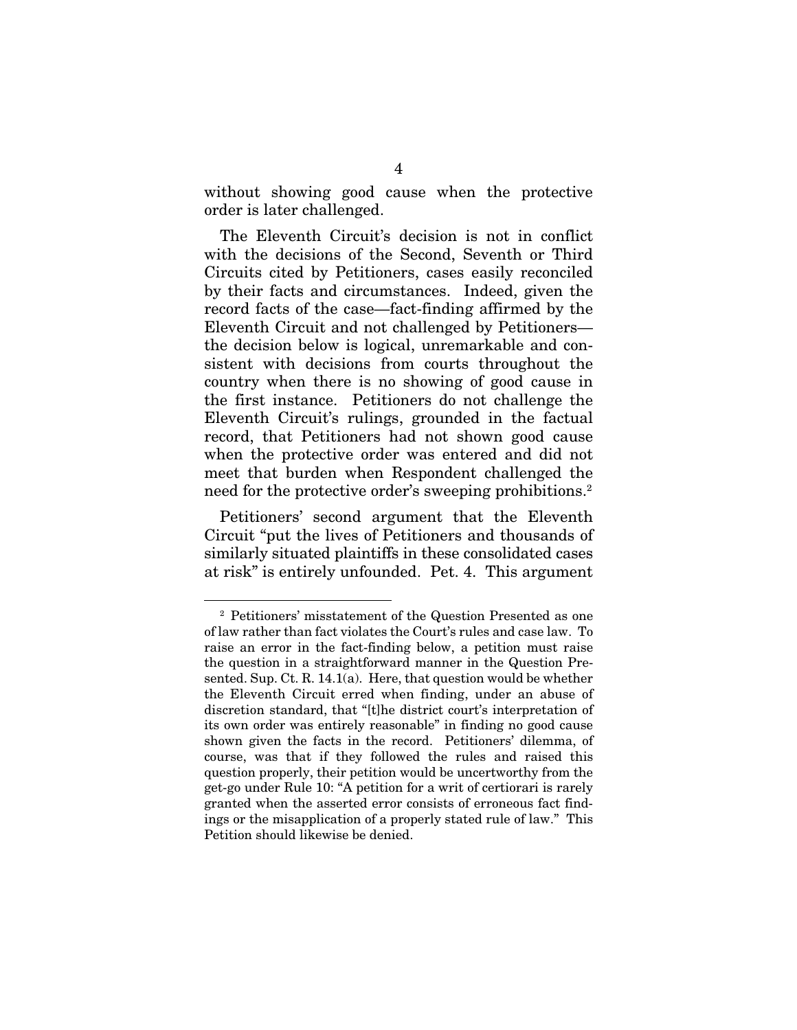without showing good cause when the protective order is later challenged.

The Eleventh Circuit's decision is not in conflict with the decisions of the Second, Seventh or Third Circuits cited by Petitioners, cases easily reconciled by their facts and circumstances. Indeed, given the record facts of the case—fact-finding affirmed by the Eleventh Circuit and not challenged by Petitioners—the decision below is logical, unremarkable and consistent with decisions from courts throughout the country when there is no showing of good cause in the first instance. Petitioners do not challenge the Eleventh Circuit's rulings, grounded in the factual record, that Petitioners had not shown good cause when the protective order was entered and did not meet that burden when Respondent challenged the need for the protective order's sweeping prohibitions.[2]

Petitioners' second argument that the Eleventh Circuit "put the lives of Petitioners and thousands of similarly situated plaintiffs in these consolidated cases at risk" is entirely unfounded. Pet. 4. This argument

---

[2] Petitioners' misstatement of the Question Presented as one of law rather than fact violates the Court's rules and case law. To raise an error in the fact-finding below, a petition must raise the question in a straightforward manner in the Question Presented. Sup. Ct. R. 14.1(a). Here, that question would be whether the Eleventh Circuit erred when finding, under an abuse of discretion standard, that "[t]he district court's interpretation of its own order was entirely reasonable" in finding no good cause shown given the facts in the record. Petitioners' dilemma, of course, was that if they followed the rules and raised this question properly, their petition would be uncertworthy from the get-go under Rule 10: "A petition for a writ of certiorari is rarely granted when the asserted error consists of erroneous fact findings or the misapplication of a properly stated rule of law." This Petition should likewise be denied.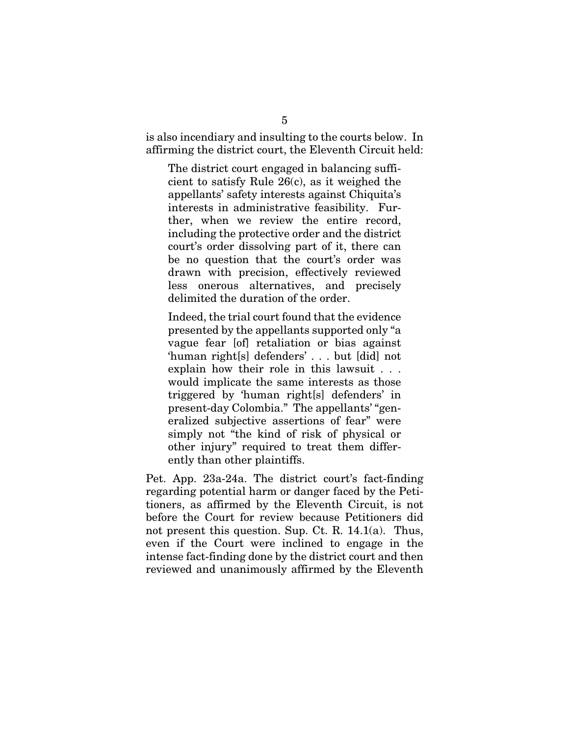is also incendiary and insulting to the courts below. In affirming the district court, the Eleventh Circuit held:

> The district court engaged in balancing sufficient to satisfy Rule 26(c), as it weighed the appellants' safety interests against Chiquita's interests in administrative feasibility. Further, when we review the entire record, including the protective order and the district court's order dissolving part of it, there can be no question that the court's order was drawn with precision, effectively reviewed less onerous alternatives, and precisely delimited the duration of the order.
>
> Indeed, the trial court found that the evidence presented by the appellants supported only "a vague fear [of] retaliation or bias against 'human right[s] defenders' . . . but [did] not explain how their role in this lawsuit . . . would implicate the same interests as those triggered by 'human right[s] defenders' in present-day Colombia." The appellants' "generalized subjective assertions of fear" were simply not "the kind of risk of physical or other injury" required to treat them differently than other plaintiffs.

Pet. App. 23a-24a. The district court's fact-finding regarding potential harm or danger faced by the Petitioners, as affirmed by the Eleventh Circuit, is not before the Court for review because Petitioners did not present this question. Sup. Ct. R. 14.1(a). Thus, even if the Court were inclined to engage in the intense fact-finding done by the district court and then reviewed and unanimously affirmed by the Eleventh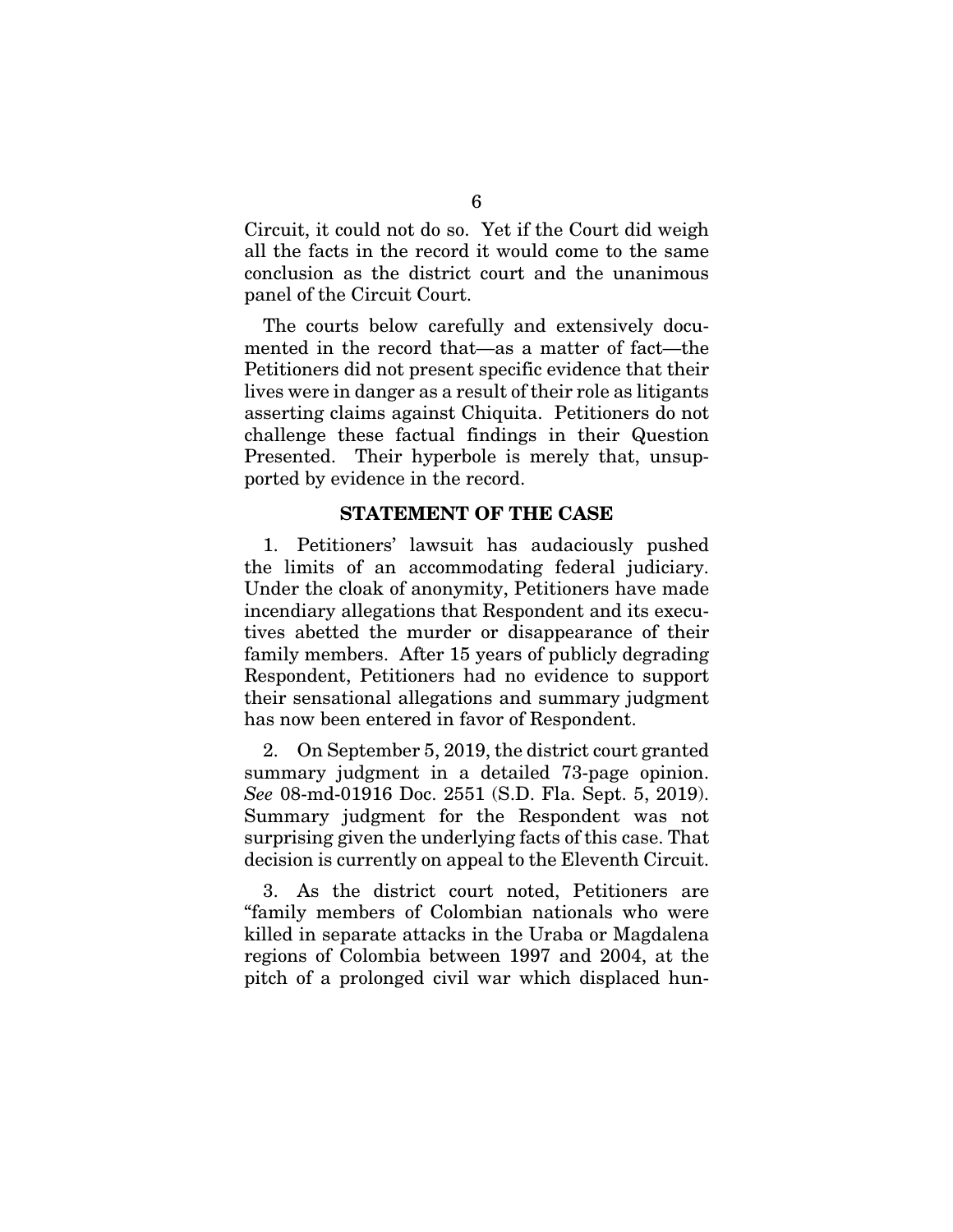Circuit, it could not do so. Yet if the Court did weigh all the facts in the record it would come to the same conclusion as the district court and the unanimous panel of the Circuit Court.

The courts below carefully and extensively documented in the record that—as a matter of fact—the Petitioners did not present specific evidence that their lives were in danger as a result of their role as litigants asserting claims against Chiquita. Petitioners do not challenge these factual findings in their Question Presented. Their hyperbole is merely that, unsupported by evidence in the record.

## STATEMENT OF THE CASE

1. Petitioners' lawsuit has audaciously pushed the limits of an accommodating federal judiciary. Under the cloak of anonymity, Petitioners have made incendiary allegations that Respondent and its executives abetted the murder or disappearance of their family members. After 15 years of publicly degrading Respondent, Petitioners had no evidence to support their sensational allegations and summary judgment has now been entered in favor of Respondent.

2. On September 5, 2019, the district court granted summary judgment in a detailed 73-page opinion. *See* 08-md-01916 Doc. 2551 (S.D. Fla. Sept. 5, 2019). Summary judgment for the Respondent was not surprising given the underlying facts of this case. That decision is currently on appeal to the Eleventh Circuit.

3. As the district court noted, Petitioners are "family members of Colombian nationals who were killed in separate attacks in the Uraba or Magdalena regions of Colombia between 1997 and 2004, at the pitch of a prolonged civil war which displaced hun-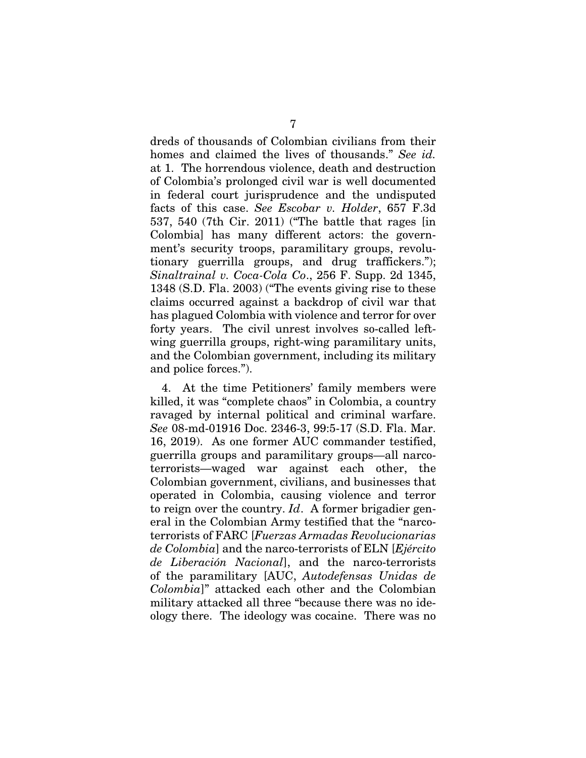dreds of thousands of Colombian civilians from their homes and claimed the lives of thousands." *See id.* at 1. The horrendous violence, death and destruction of Colombia's prolonged civil war is well documented in federal court jurisprudence and the undisputed facts of this case. *See Escobar v. Holder*, 657 F.3d 537, 540 (7th Cir. 2011) ("The battle that rages [in Colombia] has many different actors: the government's security troops, paramilitary groups, revolutionary guerrilla groups, and drug traffickers."); *Sinaltrainal v. Coca-Cola Co*., 256 F. Supp. 2d 1345, 1348 (S.D. Fla. 2003) ("The events giving rise to these claims occurred against a backdrop of civil war that has plagued Colombia with violence and terror for over forty years. The civil unrest involves so-called left-wing guerrilla groups, right-wing paramilitary units, and the Colombian government, including its military and police forces.").

4. At the time Petitioners' family members were killed, it was "complete chaos" in Colombia, a country ravaged by internal political and criminal warfare. *See* 08-md-01916 Doc. 2346-3, 99:5-17 (S.D. Fla. Mar. 16, 2019). As one former AUC commander testified, guerrilla groups and paramilitary groups—all narco-terrorists—waged war against each other, the Colombian government, civilians, and businesses that operated in Colombia, causing violence and terror to reign over the country. *Id*. A former brigadier general in the Colombian Army testified that the "narco-terrorists of FARC [*Fuerzas Armadas Revolucionarias de Colombia*] and the narco-terrorists of ELN [*Ejército de Liberación Nacional*], and the narco-terrorists of the paramilitary [AUC, *Autodefensas Unidas de Colombia*]" attacked each other and the Colombian military attacked all three "because there was no ideology there. The ideology was cocaine. There was no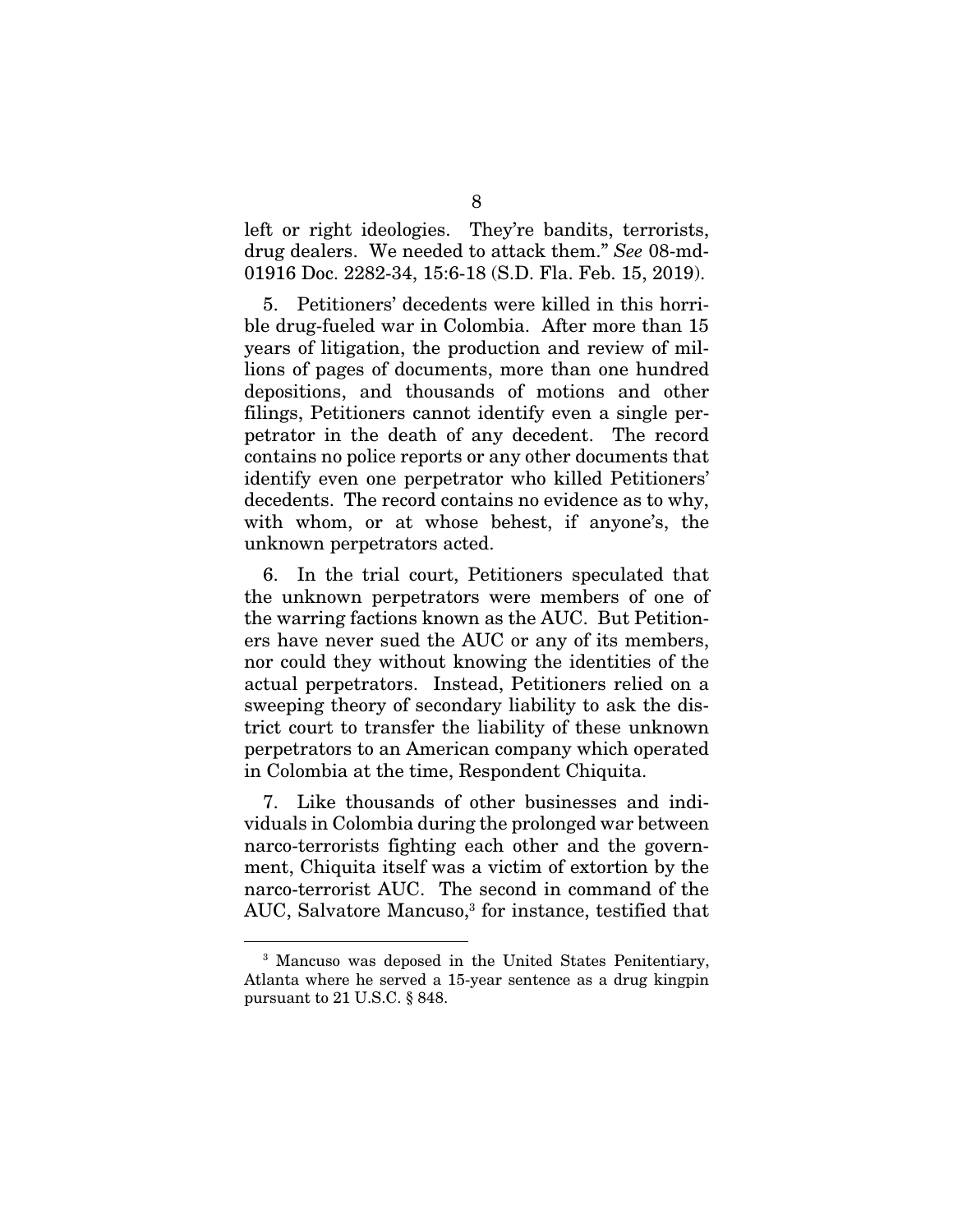left or right ideologies. They're bandits, terrorists, drug dealers. We needed to attack them." *See* 08-md-01916 Doc. 2282-34, 15:6-18 (S.D. Fla. Feb. 15, 2019).

5. Petitioners' decedents were killed in this horrible drug-fueled war in Colombia. After more than 15 years of litigation, the production and review of millions of pages of documents, more than one hundred depositions, and thousands of motions and other filings, Petitioners cannot identify even a single perpetrator in the death of any decedent. The record contains no police reports or any other documents that identify even one perpetrator who killed Petitioners' decedents. The record contains no evidence as to why, with whom, or at whose behest, if anyone's, the unknown perpetrators acted.

6. In the trial court, Petitioners speculated that the unknown perpetrators were members of one of the warring factions known as the AUC. But Petitioners have never sued the AUC or any of its members, nor could they without knowing the identities of the actual perpetrators. Instead, Petitioners relied on a sweeping theory of secondary liability to ask the district court to transfer the liability of these unknown perpetrators to an American company which operated in Colombia at the time, Respondent Chiquita.

7. Like thousands of other businesses and individuals in Colombia during the prolonged war between narco-terrorists fighting each other and the government, Chiquita itself was a victim of extortion by the narco-terrorist AUC. The second in command of the AUC, Salvatore Mancuso,[3] for instance, testified that

[3] Mancuso was deposed in the United States Penitentiary, Atlanta where he served a 15-year sentence as a drug kingpin pursuant to 21 U.S.C. § 848.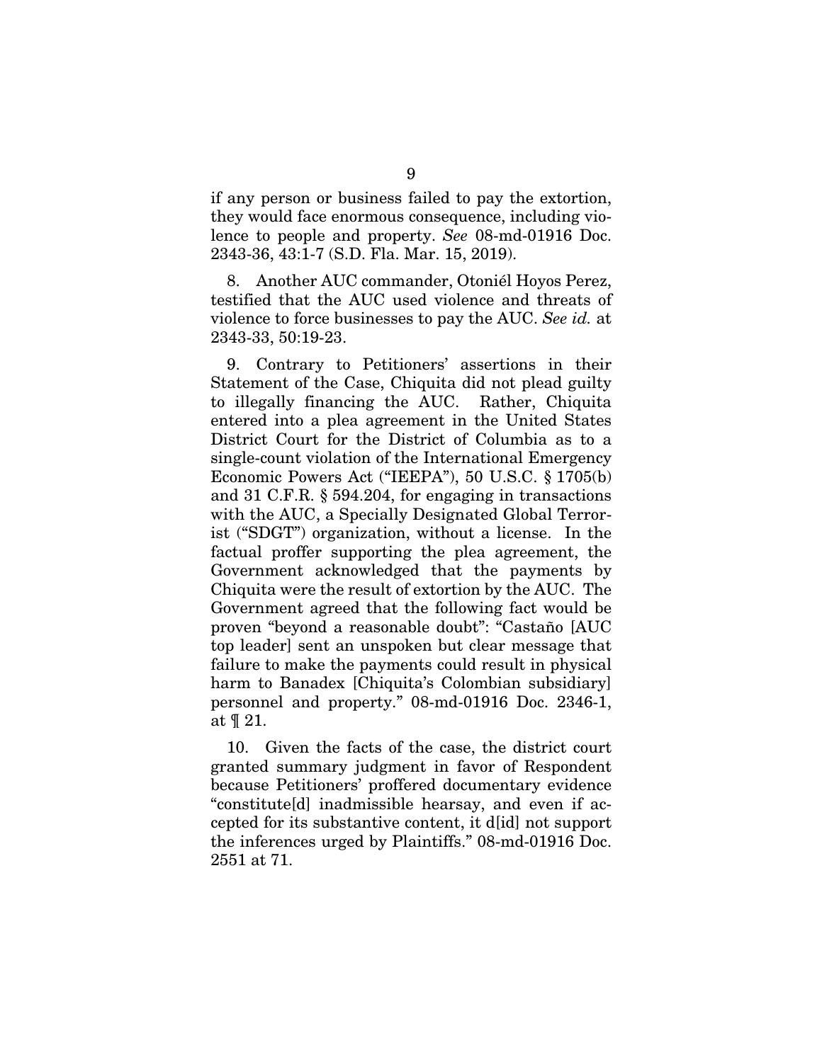if any person or business failed to pay the extortion, they would face enormous consequence, including violence to people and property. *See* 08-md-01916 Doc. 2343-36, 43:1-7 (S.D. Fla. Mar. 15, 2019).

8. Another AUC commander, Otoniél Hoyos Perez, testified that the AUC used violence and threats of violence to force businesses to pay the AUC. *See id.* at 2343-33, 50:19-23.

9. Contrary to Petitioners' assertions in their Statement of the Case, Chiquita did not plead guilty to illegally financing the AUC. Rather, Chiquita entered into a plea agreement in the United States District Court for the District of Columbia as to a single-count violation of the International Emergency Economic Powers Act ("IEEPA"), 50 U.S.C. § 1705(b) and 31 C.F.R. § 594.204, for engaging in transactions with the AUC, a Specially Designated Global Terrorist ("SDGT") organization, without a license. In the factual proffer supporting the plea agreement, the Government acknowledged that the payments by Chiquita were the result of extortion by the AUC. The Government agreed that the following fact would be proven "beyond a reasonable doubt": "Castaño [AUC top leader] sent an unspoken but clear message that failure to make the payments could result in physical harm to Banadex [Chiquita's Colombian subsidiary] personnel and property." 08-md-01916 Doc. 2346-1, at ¶ 21.

10. Given the facts of the case, the district court granted summary judgment in favor of Respondent because Petitioners' proffered documentary evidence "constitute[d] inadmissible hearsay, and even if accepted for its substantive content, it d[id] not support the inferences urged by Plaintiffs." 08-md-01916 Doc. 2551 at 71.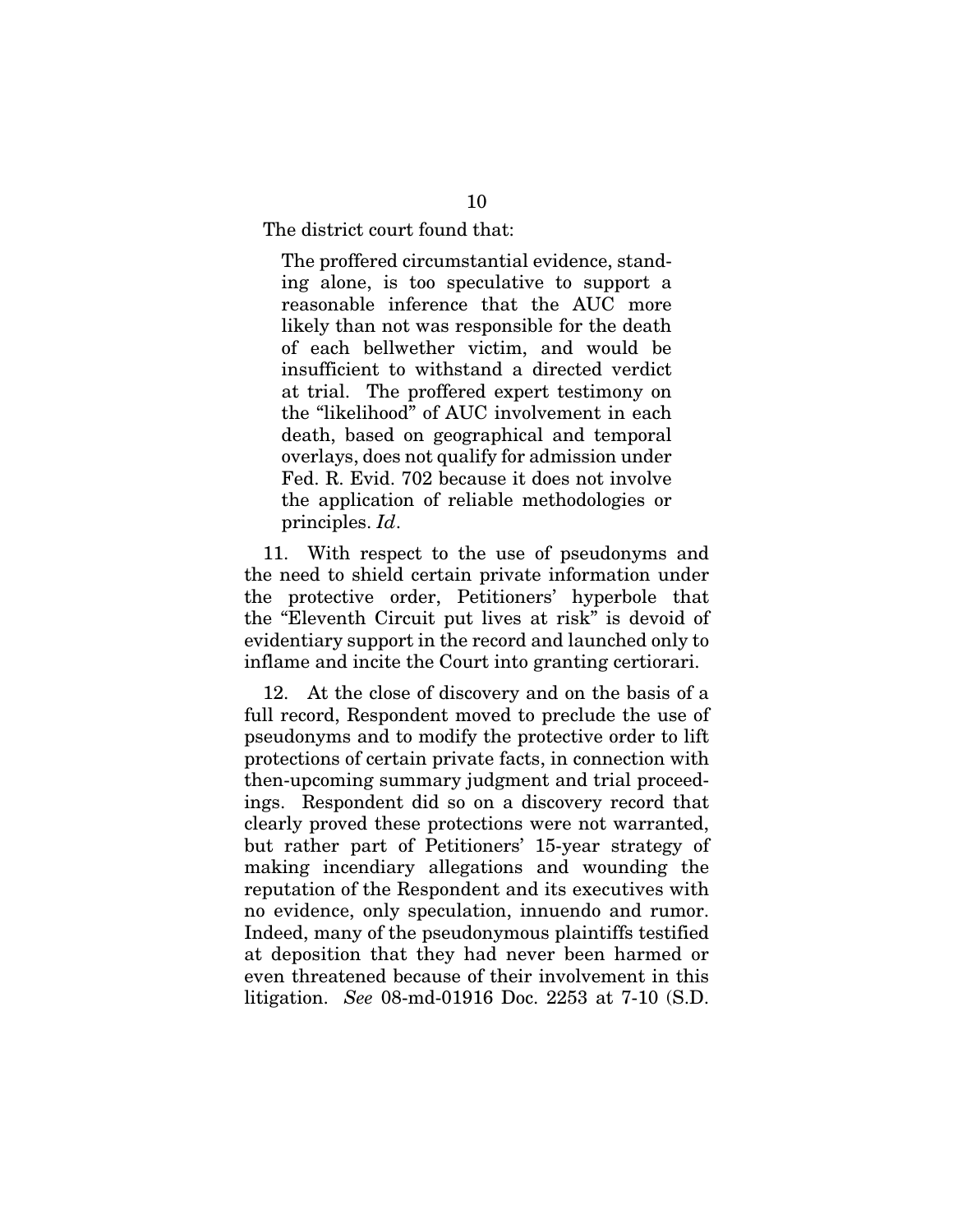The district court found that:

> The proffered circumstantial evidence, standing alone, is too speculative to support a reasonable inference that the AUC more likely than not was responsible for the death of each bellwether victim, and would be insufficient to withstand a directed verdict at trial. The proffered expert testimony on the "likelihood" of AUC involvement in each death, based on geographical and temporal overlays, does not qualify for admission under Fed. R. Evid. 702 because it does not involve the application of reliable methodologies or principles. *Id*.

11. With respect to the use of pseudonyms and the need to shield certain private information under the protective order, Petitioners' hyperbole that the "Eleventh Circuit put lives at risk" is devoid of evidentiary support in the record and launched only to inflame and incite the Court into granting certiorari.

12. At the close of discovery and on the basis of a full record, Respondent moved to preclude the use of pseudonyms and to modify the protective order to lift protections of certain private facts, in connection with then-upcoming summary judgment and trial proceedings. Respondent did so on a discovery record that clearly proved these protections were not warranted, but rather part of Petitioners' 15-year strategy of making incendiary allegations and wounding the reputation of the Respondent and its executives with no evidence, only speculation, innuendo and rumor. Indeed, many of the pseudonymous plaintiffs testified at deposition that they had never been harmed or even threatened because of their involvement in this litigation. *See* 08-md-01916 Doc. 2253 at 7-10 (S.D.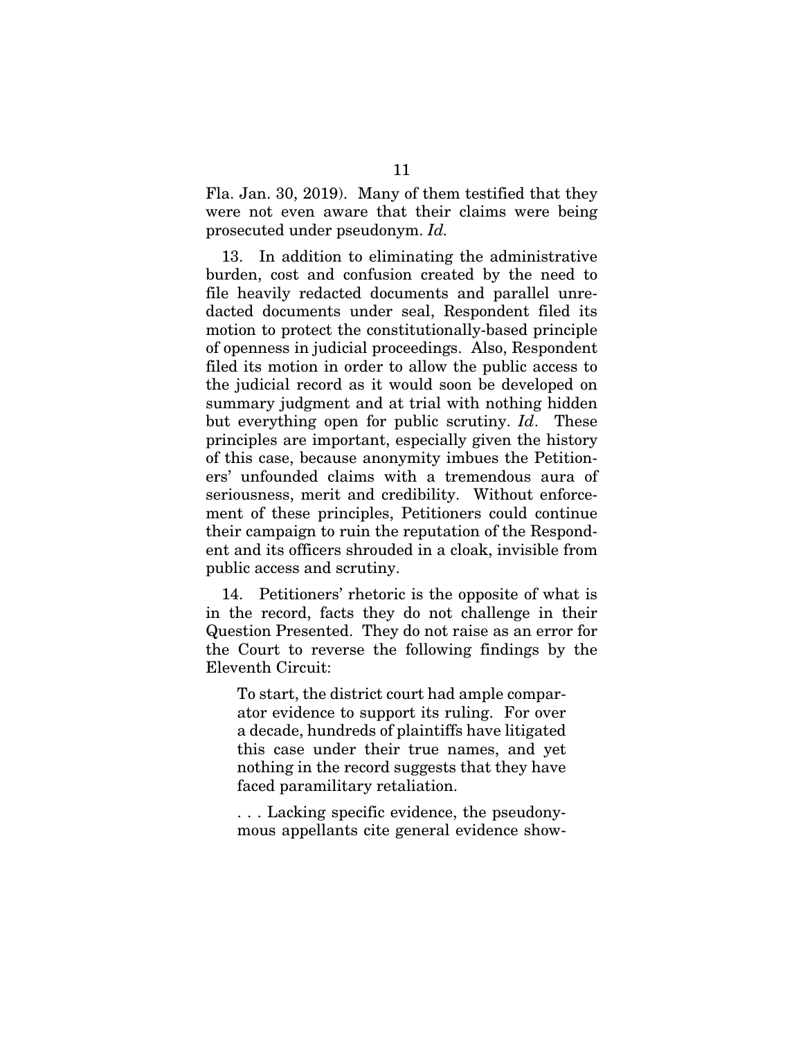Fla. Jan. 30, 2019). Many of them testified that they were not even aware that their claims were being prosecuted under pseudonym. *Id.*

13. In addition to eliminating the administrative burden, cost and confusion created by the need to file heavily redacted documents and parallel unredacted documents under seal, Respondent filed its motion to protect the constitutionally-based principle of openness in judicial proceedings. Also, Respondent filed its motion in order to allow the public access to the judicial record as it would soon be developed on summary judgment and at trial with nothing hidden but everything open for public scrutiny. *Id*. These principles are important, especially given the history of this case, because anonymity imbues the Petitioners' unfounded claims with a tremendous aura of seriousness, merit and credibility. Without enforcement of these principles, Petitioners could continue their campaign to ruin the reputation of the Respondent and its officers shrouded in a cloak, invisible from public access and scrutiny.

14. Petitioners' rhetoric is the opposite of what is in the record, facts they do not challenge in their Question Presented. They do not raise as an error for the Court to reverse the following findings by the Eleventh Circuit:

> To start, the district court had ample comparator evidence to support its ruling. For over a decade, hundreds of plaintiffs have litigated this case under their true names, and yet nothing in the record suggests that they have faced paramilitary retaliation.
>
> . . . Lacking specific evidence, the pseudonymous appellants cite general evidence show-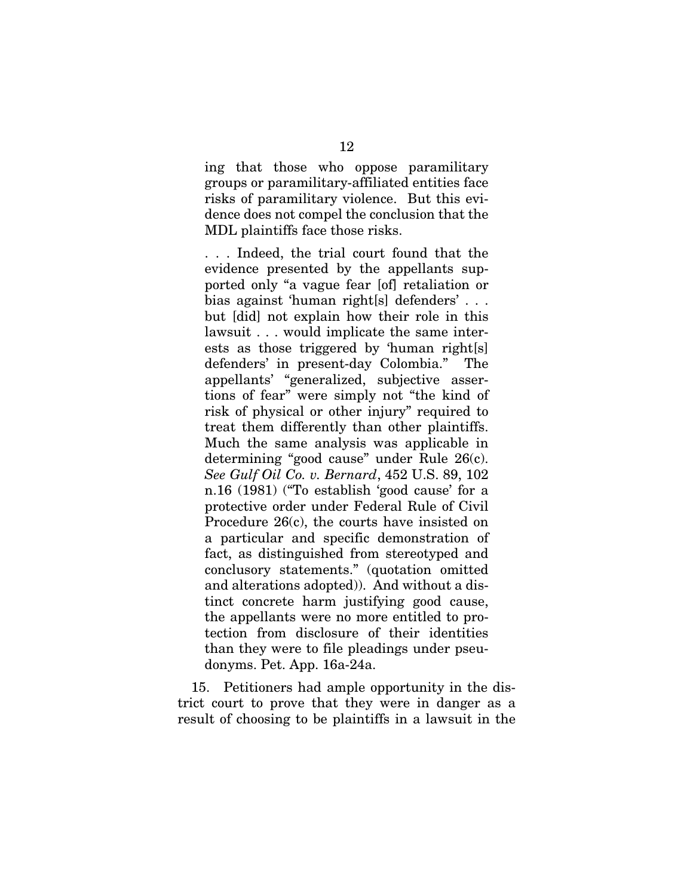> ing that those who oppose paramilitary groups or paramilitary-affiliated entities face risks of paramilitary violence. But this evidence does not compel the conclusion that the MDL plaintiffs face those risks.
>
> . . . Indeed, the trial court found that the evidence presented by the appellants supported only "a vague fear [of] retaliation or bias against 'human right[s] defenders' . . . but [did] not explain how their role in this lawsuit . . . would implicate the same interests as those triggered by 'human right[s] defenders' in present-day Colombia." The appellants' "generalized, subjective assertions of fear" were simply not "the kind of risk of physical or other injury" required to treat them differently than other plaintiffs. Much the same analysis was applicable in determining "good cause" under Rule 26(c). *See Gulf Oil Co. v. Bernard*, 452 U.S. 89, 102 n.16 (1981) ("To establish 'good cause' for a protective order under Federal Rule of Civil Procedure 26(c), the courts have insisted on a particular and specific demonstration of fact, as distinguished from stereotyped and conclusory statements." (quotation omitted and alterations adopted)). And without a distinct concrete harm justifying good cause, the appellants were no more entitled to protection from disclosure of their identities than they were to file pleadings under pseudonyms. Pet. App. 16a-24a.

15. Petitioners had ample opportunity in the district court to prove that they were in danger as a result of choosing to be plaintiffs in a lawsuit in the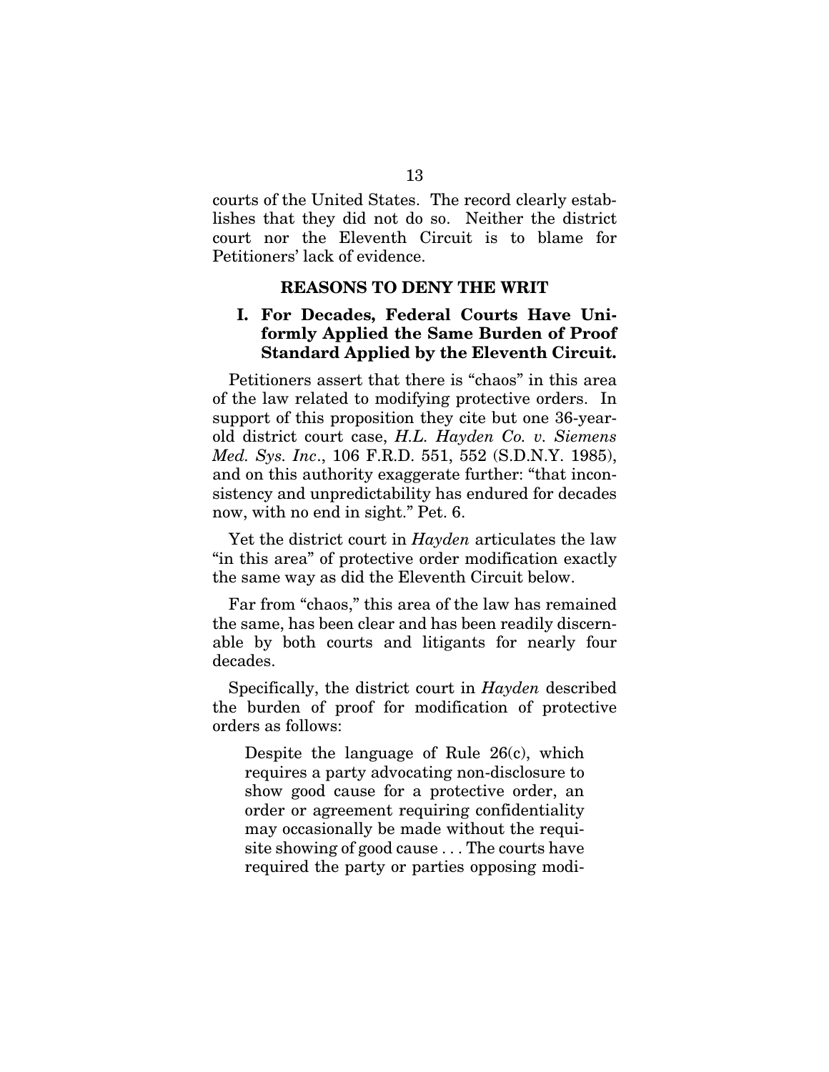courts of the United States. The record clearly establishes that they did not do so. Neither the district court nor the Eleventh Circuit is to blame for Petitioners' lack of evidence.

## REASONS TO DENY THE WRIT

### I. For Decades, Federal Courts Have Uniformly Applied the Same Burden of Proof Standard Applied by the Eleventh Circuit.

Petitioners assert that there is "chaos" in this area of the law related to modifying protective orders. In support of this proposition they cite but one 36-year-old district court case, *H.L. Hayden Co. v. Siemens Med. Sys. Inc*., 106 F.R.D. 551, 552 (S.D.N.Y. 1985), and on this authority exaggerate further: "that inconsistency and unpredictability has endured for decades now, with no end in sight." Pet. 6.

Yet the district court in *Hayden* articulates the law "in this area" of protective order modification exactly the same way as did the Eleventh Circuit below.

Far from "chaos," this area of the law has remained the same, has been clear and has been readily discernable by both courts and litigants for nearly four decades.

Specifically, the district court in *Hayden* described the burden of proof for modification of protective orders as follows:

> Despite the language of Rule 26(c), which requires a party advocating non-disclosure to show good cause for a protective order, an order or agreement requiring confidentiality may occasionally be made without the requisite showing of good cause . . . The courts have required the party or parties opposing modi-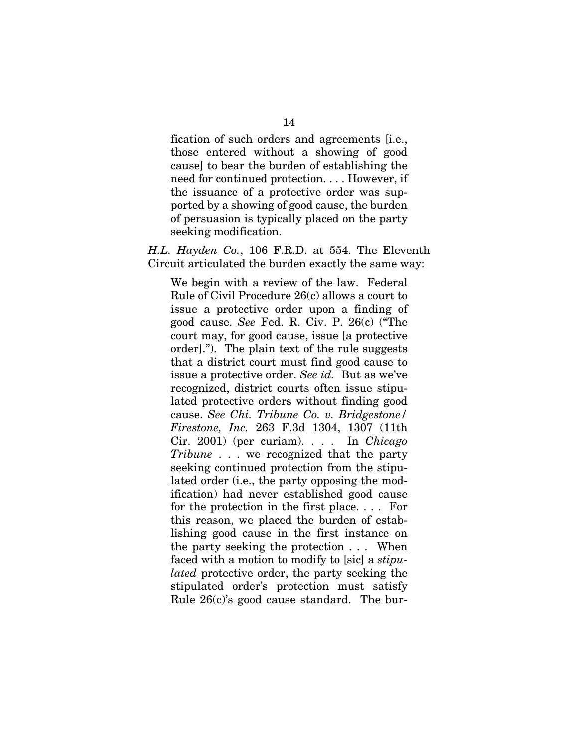> fication of such orders and agreements [i.e., those entered without a showing of good cause] to bear the burden of establishing the need for continued protection. . . . However, if the issuance of a protective order was supported by a showing of good cause, the burden of persuasion is typically placed on the party seeking modification.

*H.L. Hayden Co.*, 106 F.R.D. at 554. The Eleventh Circuit articulated the burden exactly the same way:

> We begin with a review of the law. Federal Rule of Civil Procedure 26(c) allows a court to issue a protective order upon a finding of good cause. *See* Fed. R. Civ. P. 26(c) ("The court may, for good cause, issue [a protective order]."). The plain text of the rule suggests that a district court <u>must</u> find good cause to issue a protective order. *See id.* But as we've recognized, district courts often issue stipulated protective orders without finding good cause. *See Chi. Tribune Co. v. Bridgestone/Firestone, Inc.* 263 F.3d 1304, 1307 (11th Cir. 2001) (per curiam). . . . In *Chicago Tribune* . . . we recognized that the party seeking continued protection from the stipulated order (i.e., the party opposing the modification) had never established good cause for the protection in the first place. . . . For this reason, we placed the burden of establishing good cause in the first instance on the party seeking the protection . . . When faced with a motion to modify to [sic] a *stipulated* protective order, the party seeking the stipulated order's protection must satisfy Rule 26(c)'s good cause standard. The bur-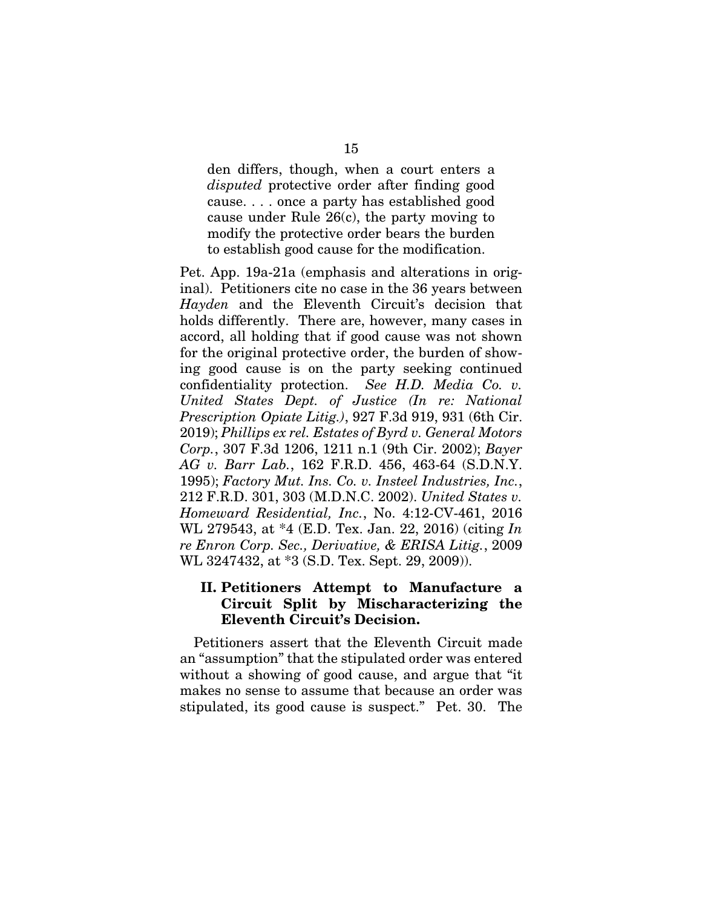> den differs, though, when a court enters a *disputed* protective order after finding good cause. . . . once a party has established good cause under Rule 26(c), the party moving to modify the protective order bears the burden to establish good cause for the modification.

Pet. App. 19a-21a (emphasis and alterations in original). Petitioners cite no case in the 36 years between *Hayden* and the Eleventh Circuit's decision that holds differently. There are, however, many cases in accord, all holding that if good cause was not shown for the original protective order, the burden of showing good cause is on the party seeking continued confidentiality protection. *See H.D. Media Co. v. United States Dept. of Justice (In re: National Prescription Opiate Litig.)*, 927 F.3d 919, 931 (6th Cir. 2019); *Phillips ex rel. Estates of Byrd v. General Motors Corp.*, 307 F.3d 1206, 1211 n.1 (9th Cir. 2002); *Bayer AG v. Barr Lab.*, 162 F.R.D. 456, 463-64 (S.D.N.Y. 1995); *Factory Mut. Ins. Co. v. Insteel Industries, Inc.*, 212 F.R.D. 301, 303 (M.D.N.C. 2002). *United States v. Homeward Residential, Inc.*, No. 4:12-CV-461, 2016 WL 279543, at *4 (E.D. Tex. Jan. 22, 2016) (citing *In re Enron Corp. Sec., Derivative, & ERISA Litig.*, 2009 WL 3247432, at *3 (S.D. Tex. Sept. 29, 2009)).

## II. Petitioners Attempt to Manufacture a Circuit Split by Mischaracterizing the Eleventh Circuit's Decision.

Petitioners assert that the Eleventh Circuit made an "assumption" that the stipulated order was entered without a showing of good cause, and argue that "it makes no sense to assume that because an order was stipulated, its good cause is suspect." Pet. 30. The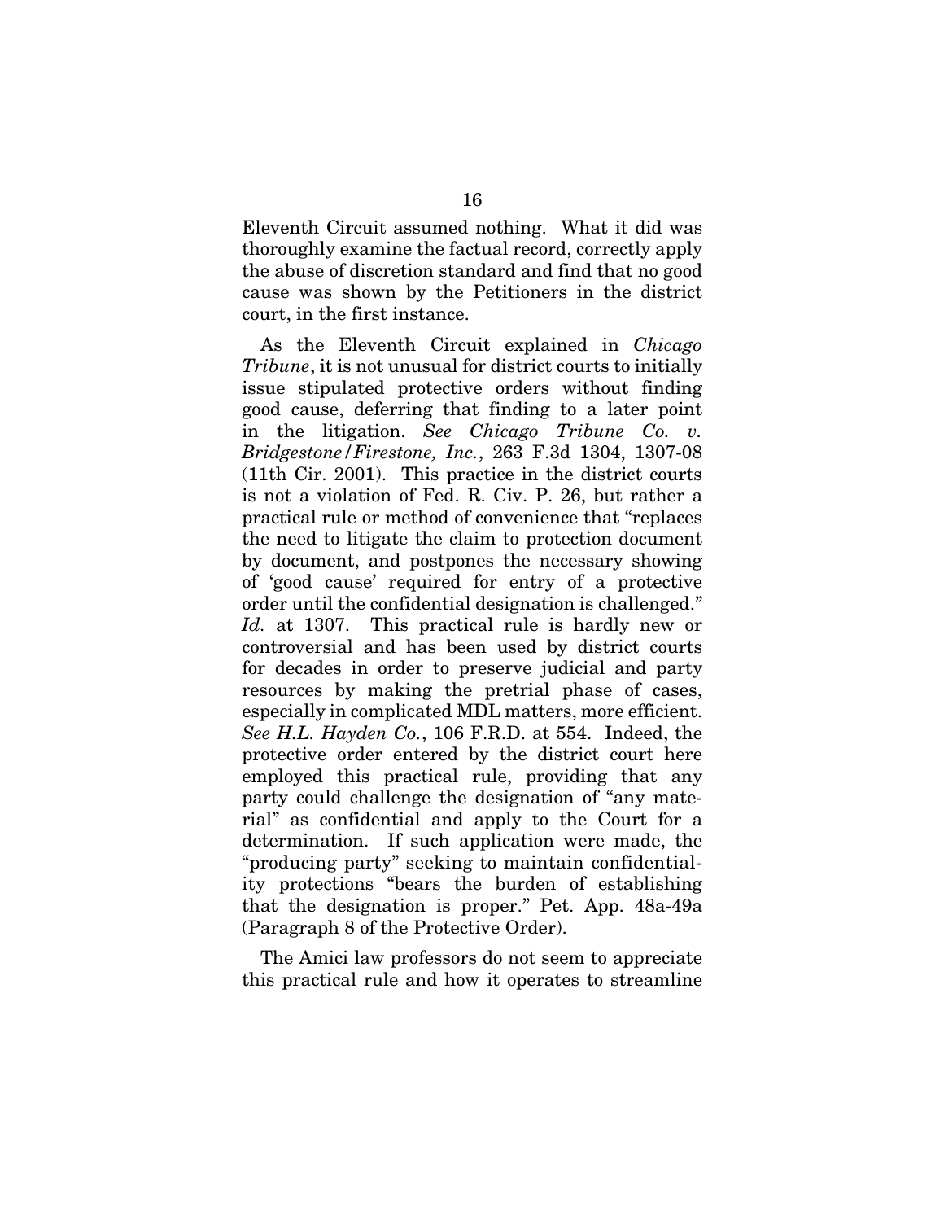Eleventh Circuit assumed nothing. What it did was thoroughly examine the factual record, correctly apply the abuse of discretion standard and find that no good cause was shown by the Petitioners in the district court, in the first instance.

As the Eleventh Circuit explained in *Chicago Tribune*, it is not unusual for district courts to initially issue stipulated protective orders without finding good cause, deferring that finding to a later point in the litigation. *See Chicago Tribune Co. v. Bridgestone/Firestone, Inc.*, 263 F.3d 1304, 1307-08 (11th Cir. 2001). This practice in the district courts is not a violation of Fed. R. Civ. P. 26, but rather a practical rule or method of convenience that "replaces the need to litigate the claim to protection document by document, and postpones the necessary showing of 'good cause' required for entry of a protective order until the confidential designation is challenged." *Id.* at 1307. This practical rule is hardly new or controversial and has been used by district courts for decades in order to preserve judicial and party resources by making the pretrial phase of cases, especially in complicated MDL matters, more efficient. *See H.L. Hayden Co.*, 106 F.R.D. at 554. Indeed, the protective order entered by the district court here employed this practical rule, providing that any party could challenge the designation of "any material" as confidential and apply to the Court for a determination. If such application were made, the "producing party" seeking to maintain confidentiality protections "bears the burden of establishing that the designation is proper." Pet. App. 48a-49a (Paragraph 8 of the Protective Order).

The Amici law professors do not seem to appreciate this practical rule and how it operates to streamline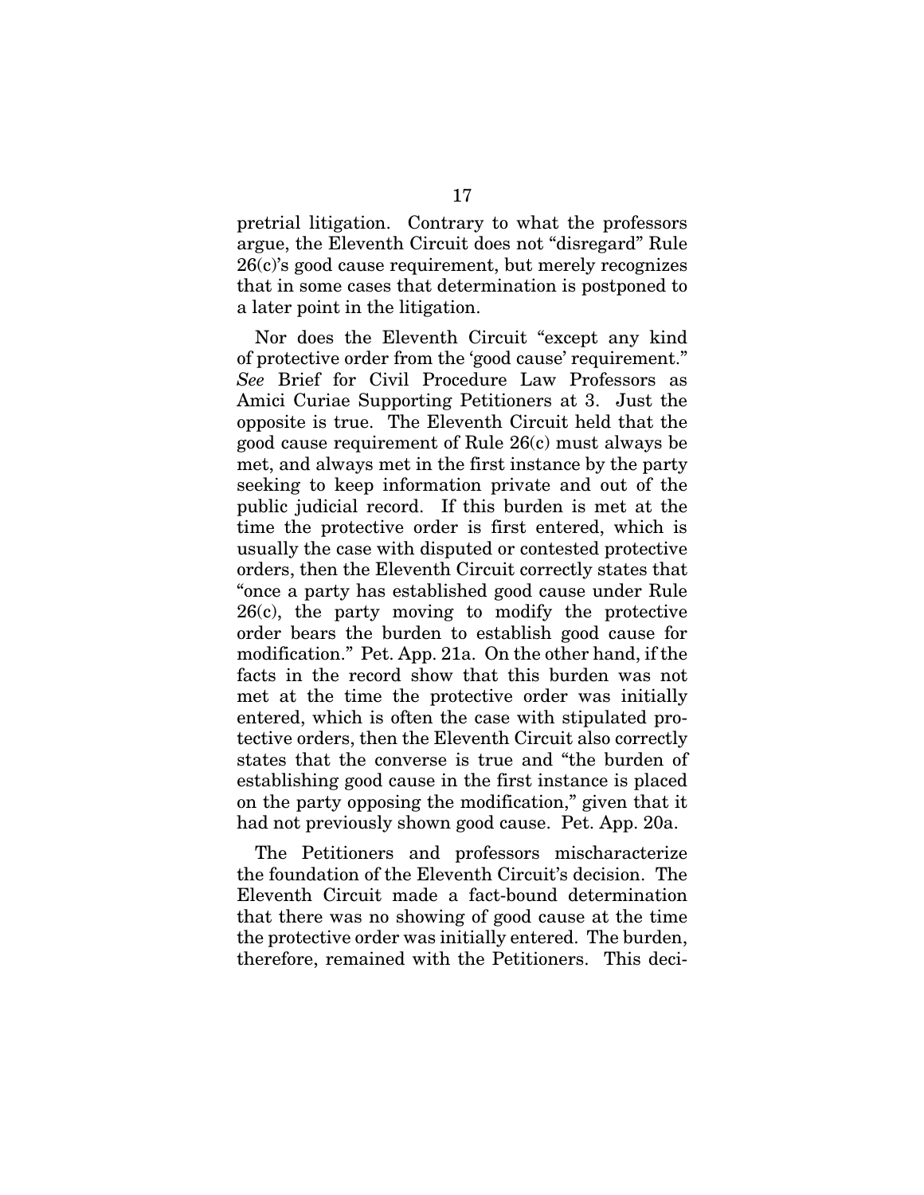pretrial litigation. Contrary to what the professors argue, the Eleventh Circuit does not "disregard" Rule 26(c)'s good cause requirement, but merely recognizes that in some cases that determination is postponed to a later point in the litigation.

Nor does the Eleventh Circuit "except any kind of protective order from the 'good cause' requirement." *See* Brief for Civil Procedure Law Professors as Amici Curiae Supporting Petitioners at 3. Just the opposite is true. The Eleventh Circuit held that the good cause requirement of Rule 26(c) must always be met, and always met in the first instance by the party seeking to keep information private and out of the public judicial record. If this burden is met at the time the protective order is first entered, which is usually the case with disputed or contested protective orders, then the Eleventh Circuit correctly states that "once a party has established good cause under Rule 26(c), the party moving to modify the protective order bears the burden to establish good cause for modification." Pet. App. 21a. On the other hand, if the facts in the record show that this burden was not met at the time the protective order was initially entered, which is often the case with stipulated protective orders, then the Eleventh Circuit also correctly states that the converse is true and "the burden of establishing good cause in the first instance is placed on the party opposing the modification," given that it had not previously shown good cause. Pet. App. 20a.

The Petitioners and professors mischaracterize the foundation of the Eleventh Circuit's decision. The Eleventh Circuit made a fact-bound determination that there was no showing of good cause at the time the protective order was initially entered. The burden, therefore, remained with the Petitioners. This deci-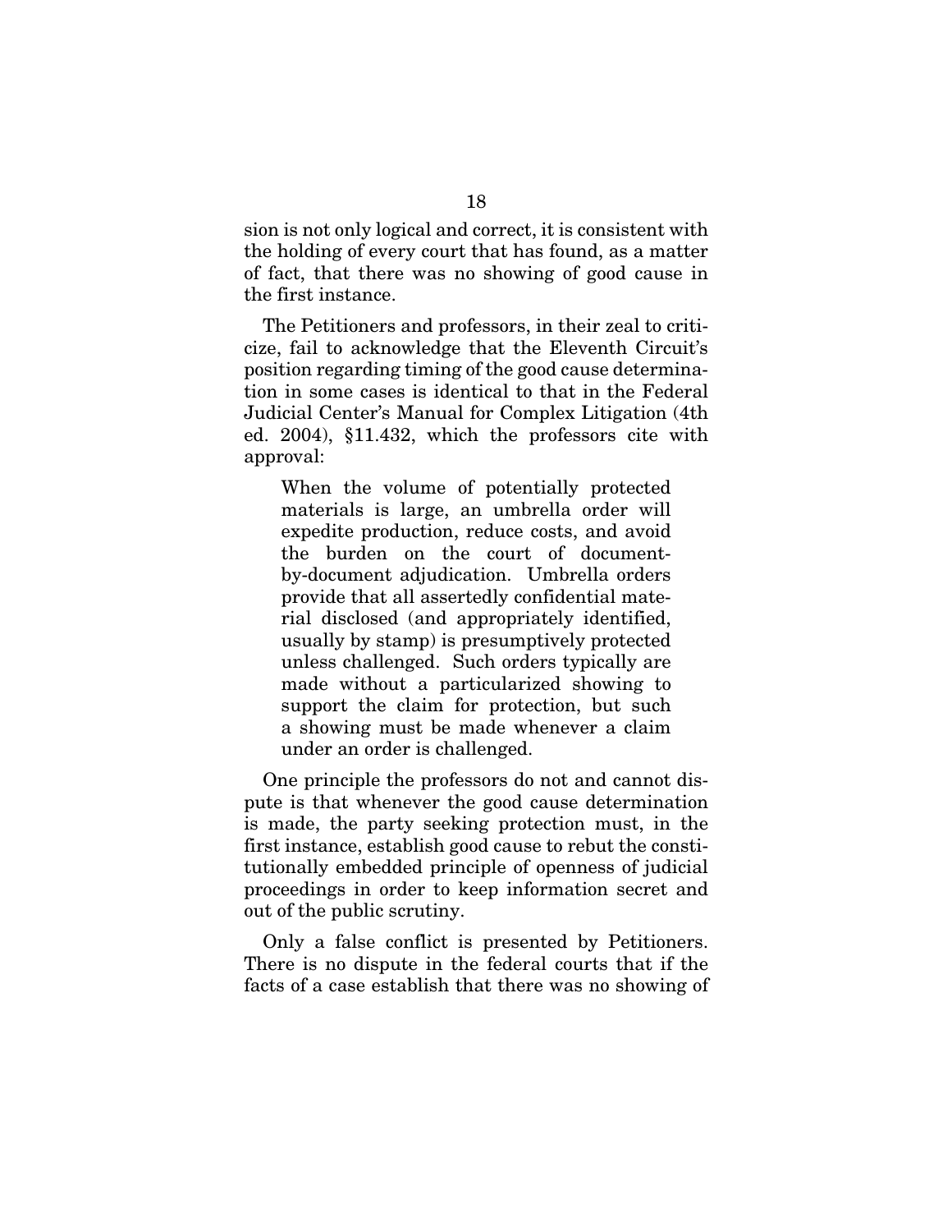sion is not only logical and correct, it is consistent with the holding of every court that has found, as a matter of fact, that there was no showing of good cause in the first instance.

The Petitioners and professors, in their zeal to criticize, fail to acknowledge that the Eleventh Circuit's position regarding timing of the good cause determination in some cases is identical to that in the Federal Judicial Center's Manual for Complex Litigation (4th ed. 2004), §11.432, which the professors cite with approval:

> When the volume of potentially protected materials is large, an umbrella order will expedite production, reduce costs, and avoid the burden on the court of document-by-document adjudication. Umbrella orders provide that all assertedly confidential material disclosed (and appropriately identified, usually by stamp) is presumptively protected unless challenged. Such orders typically are made without a particularized showing to support the claim for protection, but such a showing must be made whenever a claim under an order is challenged.

One principle the professors do not and cannot dispute is that whenever the good cause determination is made, the party seeking protection must, in the first instance, establish good cause to rebut the constitutionally embedded principle of openness of judicial proceedings in order to keep information secret and out of the public scrutiny.

Only a false conflict is presented by Petitioners. There is no dispute in the federal courts that if the facts of a case establish that there was no showing of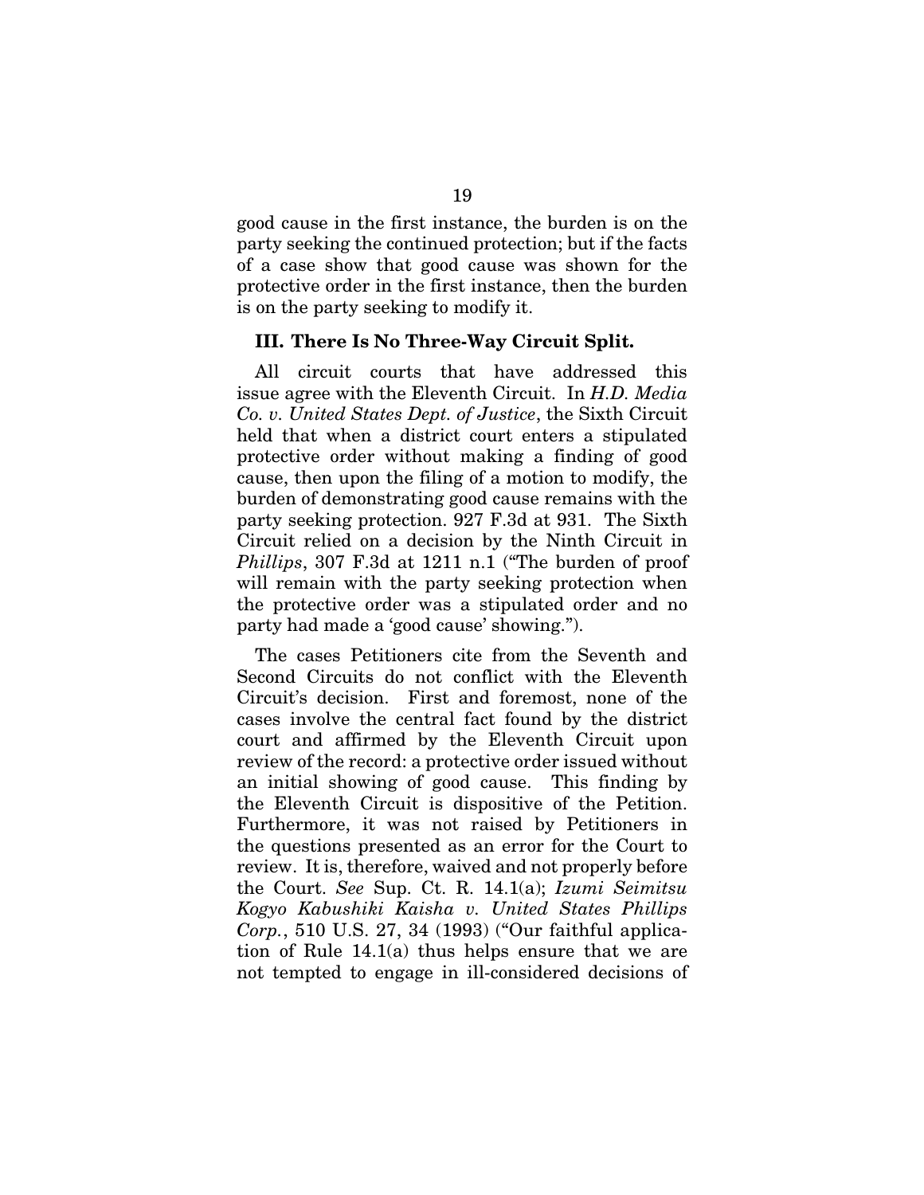good cause in the first instance, the burden is on the party seeking the continued protection; but if the facts of a case show that good cause was shown for the protective order in the first instance, then the burden is on the party seeking to modify it.

### III. There Is No Three-Way Circuit Split.

All circuit courts that have addressed this issue agree with the Eleventh Circuit. In *H.D. Media Co. v. United States Dept. of Justice*, the Sixth Circuit held that when a district court enters a stipulated protective order without making a finding of good cause, then upon the filing of a motion to modify, the burden of demonstrating good cause remains with the party seeking protection. 927 F.3d at 931. The Sixth Circuit relied on a decision by the Ninth Circuit in *Phillips*, 307 F.3d at 1211 n.1 ("The burden of proof will remain with the party seeking protection when the protective order was a stipulated order and no party had made a 'good cause' showing.").

The cases Petitioners cite from the Seventh and Second Circuits do not conflict with the Eleventh Circuit's decision. First and foremost, none of the cases involve the central fact found by the district court and affirmed by the Eleventh Circuit upon review of the record: a protective order issued without an initial showing of good cause. This finding by the Eleventh Circuit is dispositive of the Petition. Furthermore, it was not raised by Petitioners in the questions presented as an error for the Court to review. It is, therefore, waived and not properly before the Court. *See* Sup. Ct. R. 14.1(a); *Izumi Seimitsu Kogyo Kabushiki Kaisha v. United States Phillips Corp.*, 510 U.S. 27, 34 (1993) ("Our faithful application of Rule 14.1(a) thus helps ensure that we are not tempted to engage in ill-considered decisions of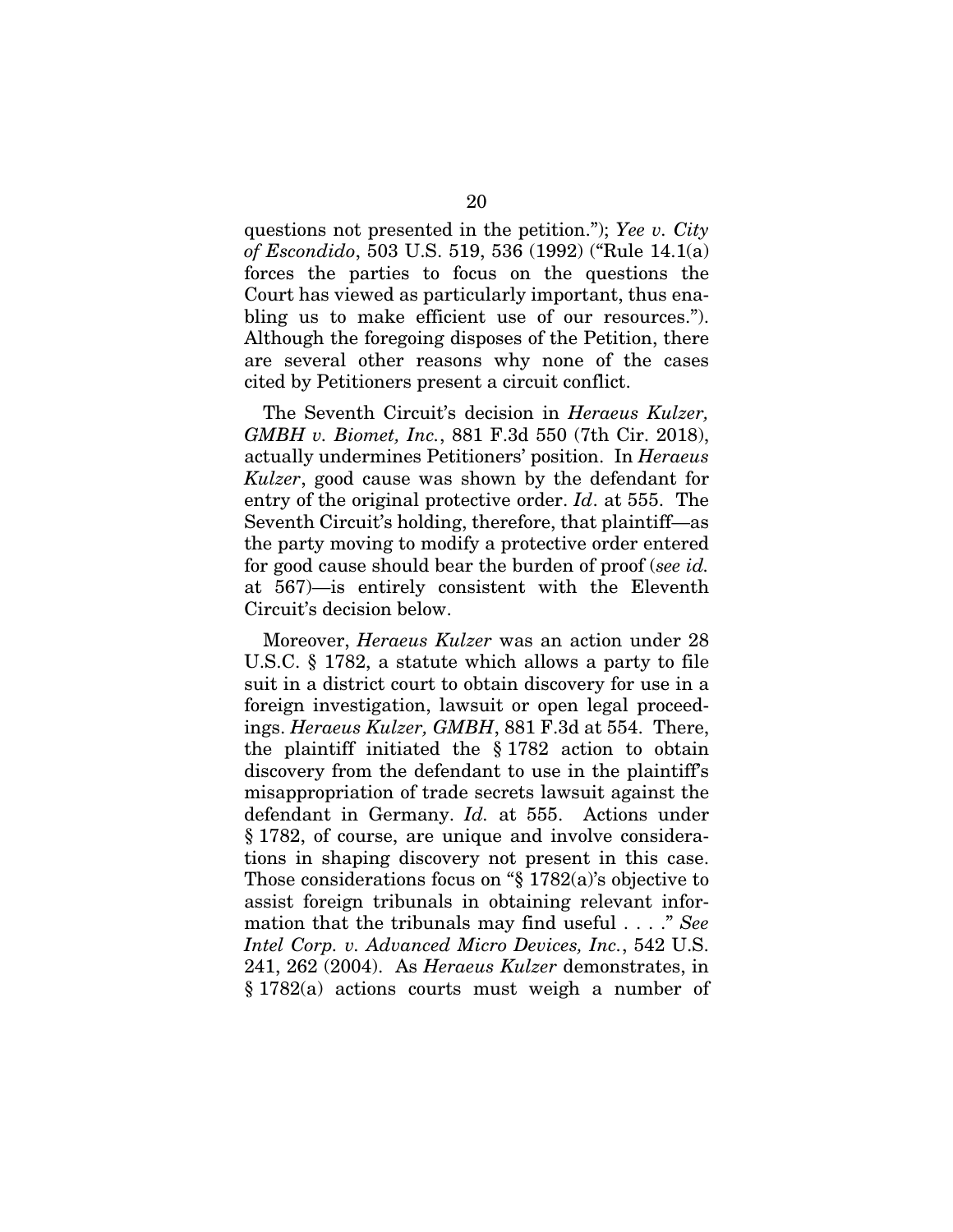questions not presented in the petition."); *Yee v. City of Escondido*, 503 U.S. 519, 536 (1992) ("Rule 14.1(a) forces the parties to focus on the questions the Court has viewed as particularly important, thus enabling us to make efficient use of our resources."). Although the foregoing disposes of the Petition, there are several other reasons why none of the cases cited by Petitioners present a circuit conflict.

The Seventh Circuit's decision in *Heraeus Kulzer, GMBH v. Biomet, Inc.*, 881 F.3d 550 (7th Cir. 2018), actually undermines Petitioners' position. In *Heraeus Kulzer*, good cause was shown by the defendant for entry of the original protective order. *Id*. at 555. The Seventh Circuit's holding, therefore, that plaintiff—as the party moving to modify a protective order entered for good cause should bear the burden of proof (*see id.* at 567)—is entirely consistent with the Eleventh Circuit's decision below.

Moreover, *Heraeus Kulzer* was an action under 28 U.S.C. § 1782, a statute which allows a party to file suit in a district court to obtain discovery for use in a foreign investigation, lawsuit or open legal proceedings. *Heraeus Kulzer, GMBH*, 881 F.3d at 554. There, the plaintiff initiated the § 1782 action to obtain discovery from the defendant to use in the plaintiff's misappropriation of trade secrets lawsuit against the defendant in Germany. *Id.* at 555. Actions under § 1782, of course, are unique and involve considerations in shaping discovery not present in this case. Those considerations focus on "§ 1782(a)'s objective to assist foreign tribunals in obtaining relevant information that the tribunals may find useful . . . ." *See Intel Corp. v. Advanced Micro Devices, Inc.*, 542 U.S. 241, 262 (2004). As *Heraeus Kulzer* demonstrates, in § 1782(a) actions courts must weigh a number of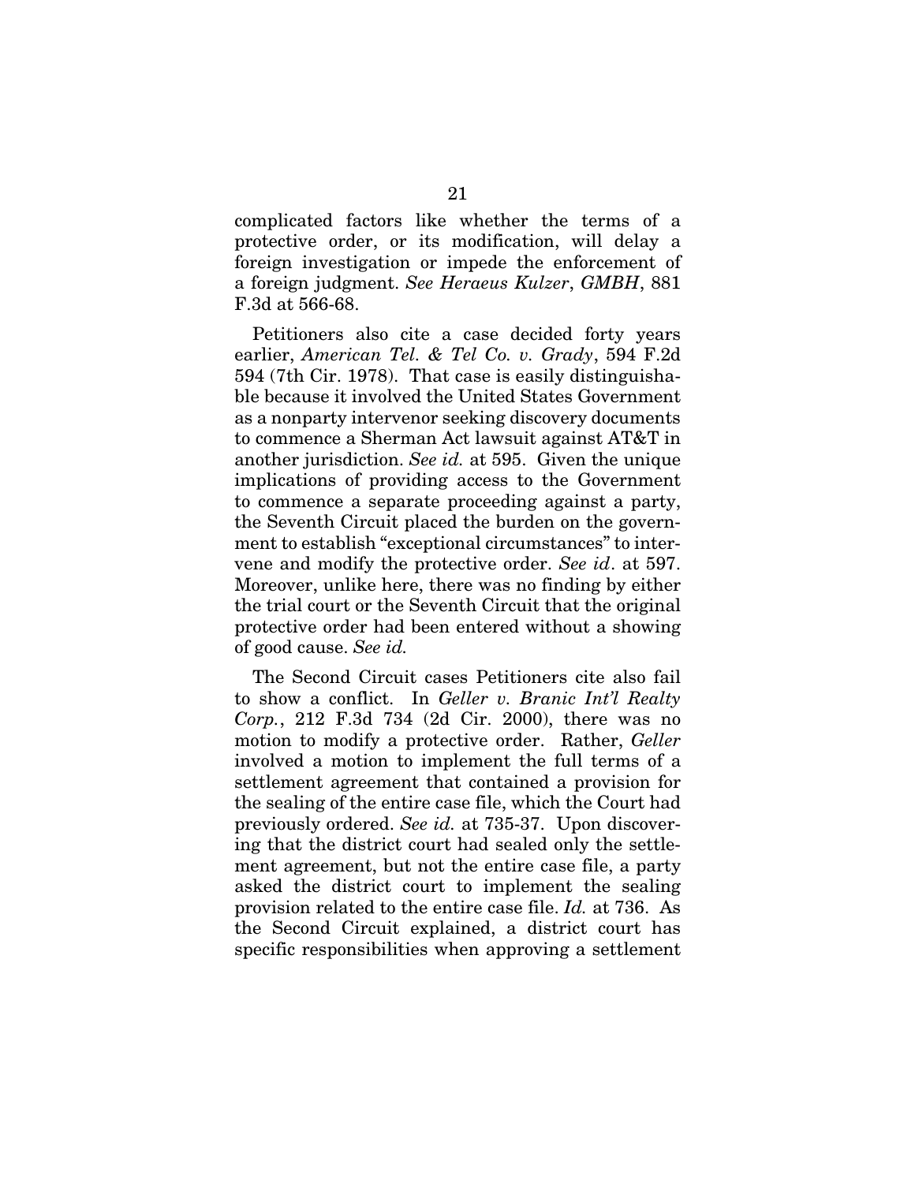complicated factors like whether the terms of a protective order, or its modification, will delay a foreign investigation or impede the enforcement of a foreign judgment. *See Heraeus Kulzer*, *GMBH*, 881 F.3d at 566-68.

Petitioners also cite a case decided forty years earlier, *American Tel. & Tel Co. v. Grady*, 594 F.2d 594 (7th Cir. 1978). That case is easily distinguishable because it involved the United States Government as a nonparty intervenor seeking discovery documents to commence a Sherman Act lawsuit against AT&T in another jurisdiction. *See id.* at 595. Given the unique implications of providing access to the Government to commence a separate proceeding against a party, the Seventh Circuit placed the burden on the government to establish "exceptional circumstances" to intervene and modify the protective order. *See id*. at 597. Moreover, unlike here, there was no finding by either the trial court or the Seventh Circuit that the original protective order had been entered without a showing of good cause. *See id.*

The Second Circuit cases Petitioners cite also fail to show a conflict. In *Geller v. Branic Int'l Realty Corp.*, 212 F.3d 734 (2d Cir. 2000), there was no motion to modify a protective order. Rather, *Geller* involved a motion to implement the full terms of a settlement agreement that contained a provision for the sealing of the entire case file, which the Court had previously ordered. *See id.* at 735-37. Upon discovering that the district court had sealed only the settlement agreement, but not the entire case file, a party asked the district court to implement the sealing provision related to the entire case file. *Id.* at 736. As the Second Circuit explained, a district court has specific responsibilities when approving a settlement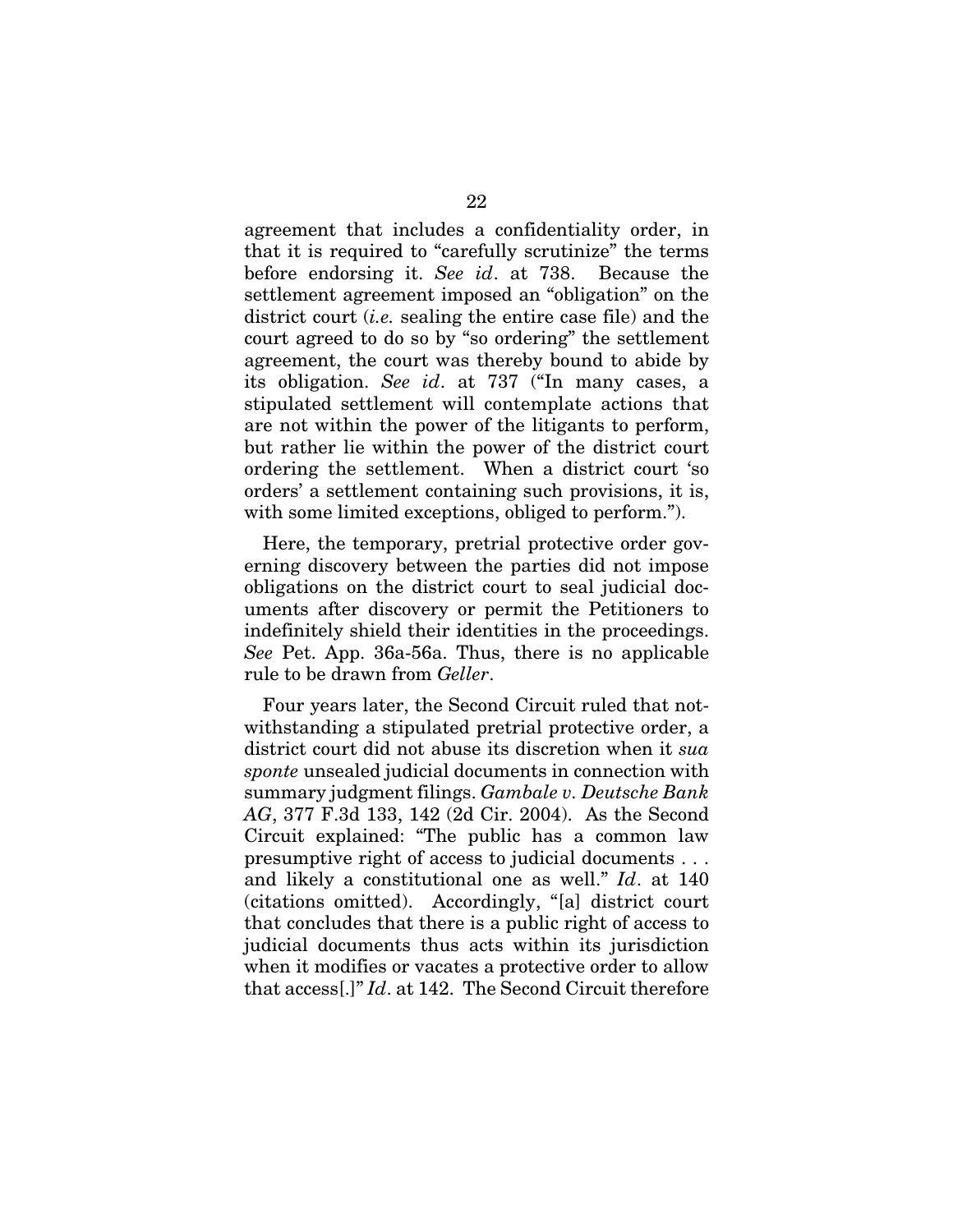agreement that includes a confidentiality order, in that it is required to "carefully scrutinize" the terms before endorsing it. *See id*. at 738. Because the settlement agreement imposed an "obligation" on the district court (*i.e.* sealing the entire case file) and the court agreed to do so by "so ordering" the settlement agreement, the court was thereby bound to abide by its obligation. *See id*. at 737 ("In many cases, a stipulated settlement will contemplate actions that are not within the power of the litigants to perform, but rather lie within the power of the district court ordering the settlement. When a district court 'so orders' a settlement containing such provisions, it is, with some limited exceptions, obliged to perform.").

Here, the temporary, pretrial protective order governing discovery between the parties did not impose obligations on the district court to seal judicial documents after discovery or permit the Petitioners to indefinitely shield their identities in the proceedings. *See* Pet. App. 36a-56a. Thus, there is no applicable rule to be drawn from *Geller*.

Four years later, the Second Circuit ruled that notwithstanding a stipulated pretrial protective order, a district court did not abuse its discretion when it *sua sponte* unsealed judicial documents in connection with summary judgment filings. *Gambale v. Deutsche Bank AG*, 377 F.3d 133, 142 (2d Cir. 2004). As the Second Circuit explained: "The public has a common law presumptive right of access to judicial documents . . . and likely a constitutional one as well." *Id*. at 140 (citations omitted). Accordingly, "[a] district court that concludes that there is a public right of access to judicial documents thus acts within its jurisdiction when it modifies or vacates a protective order to allow that access[.]" *Id*. at 142. The Second Circuit therefore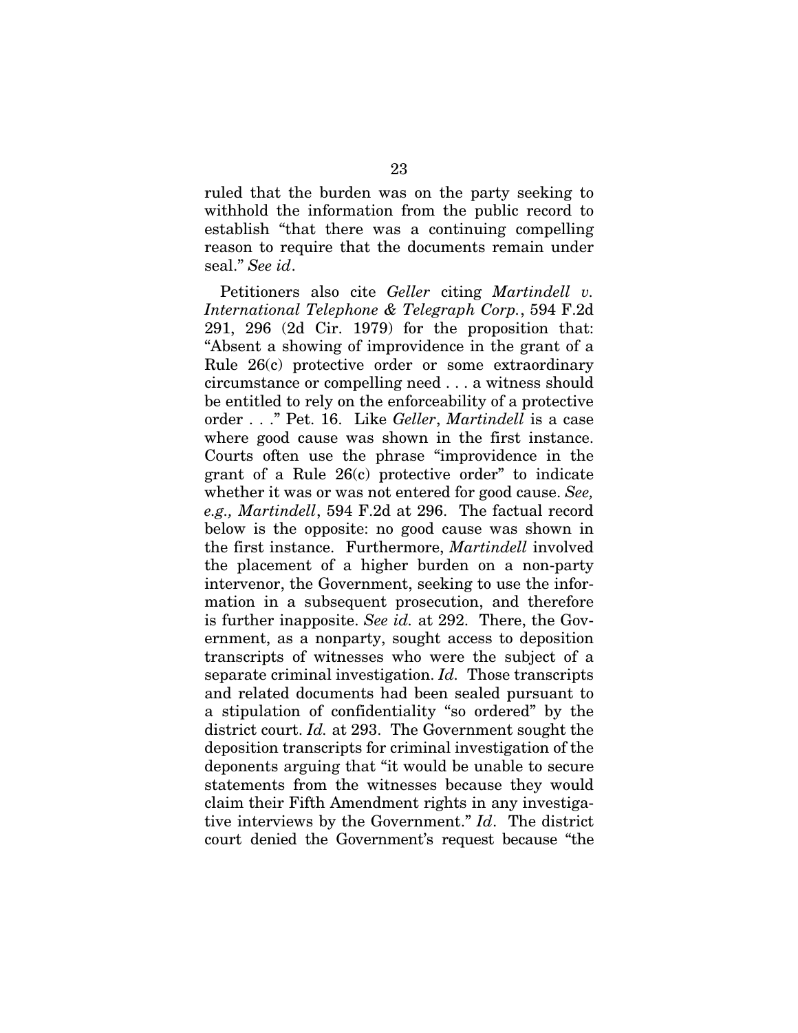ruled that the burden was on the party seeking to withhold the information from the public record to establish "that there was a continuing compelling reason to require that the documents remain under seal." *See id*.

Petitioners also cite *Geller* citing *Martindell v. International Telephone & Telegraph Corp.*, 594 F.2d 291, 296 (2d Cir. 1979) for the proposition that: "Absent a showing of improvidence in the grant of a Rule 26(c) protective order or some extraordinary circumstance or compelling need . . . a witness should be entitled to rely on the enforceability of a protective order . . ." Pet. 16. Like *Geller*, *Martindell* is a case where good cause was shown in the first instance. Courts often use the phrase "improvidence in the grant of a Rule 26(c) protective order" to indicate whether it was or was not entered for good cause. *See, e.g., Martindell*, 594 F.2d at 296. The factual record below is the opposite: no good cause was shown in the first instance. Furthermore, *Martindell* involved the placement of a higher burden on a non-party intervenor, the Government, seeking to use the information in a subsequent prosecution, and therefore is further inapposite. *See id.* at 292. There, the Government, as a nonparty, sought access to deposition transcripts of witnesses who were the subject of a separate criminal investigation. *Id.* Those transcripts and related documents had been sealed pursuant to a stipulation of confidentiality "so ordered" by the district court. *Id.* at 293. The Government sought the deposition transcripts for criminal investigation of the deponents arguing that "it would be unable to secure statements from the witnesses because they would claim their Fifth Amendment rights in any investigative interviews by the Government." *Id*. The district court denied the Government's request because "the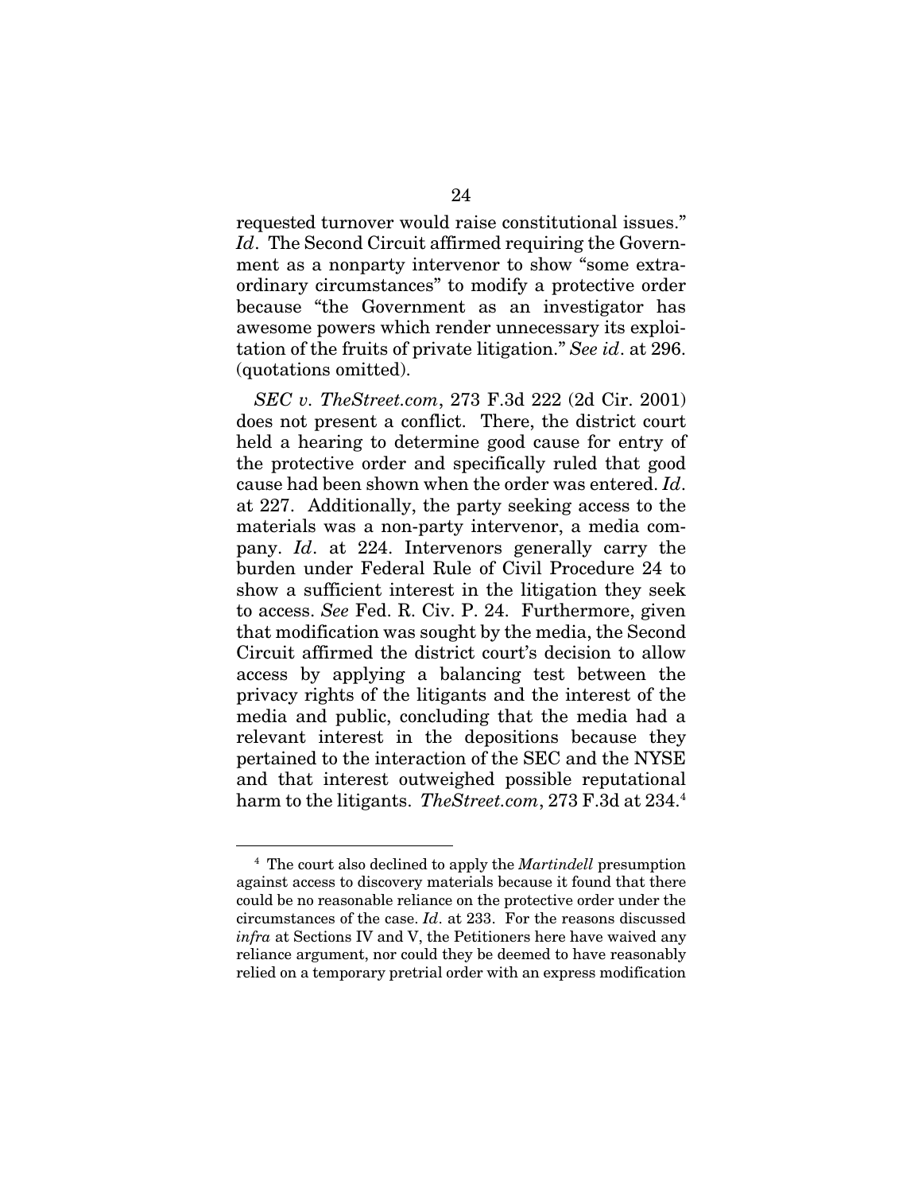requested turnover would raise constitutional issues." *Id*. The Second Circuit affirmed requiring the Government as a nonparty intervenor to show "some extraordinary circumstances" to modify a protective order because "the Government as an investigator has awesome powers which render unnecessary its exploitation of the fruits of private litigation." *See id*. at 296. (quotations omitted).

*SEC v. TheStreet.com*, 273 F.3d 222 (2d Cir. 2001) does not present a conflict. There, the district court held a hearing to determine good cause for entry of the protective order and specifically ruled that good cause had been shown when the order was entered. *Id*. at 227. Additionally, the party seeking access to the materials was a non-party intervenor, a media company. *Id*. at 224. Intervenors generally carry the burden under Federal Rule of Civil Procedure 24 to show a sufficient interest in the litigation they seek to access. *See* Fed. R. Civ. P. 24. Furthermore, given that modification was sought by the media, the Second Circuit affirmed the district court's decision to allow access by applying a balancing test between the privacy rights of the litigants and the interest of the media and public, concluding that the media had a relevant interest in the depositions because they pertained to the interaction of the SEC and the NYSE and that interest outweighed possible reputational harm to the litigants. *TheStreet.com*, 273 F.3d at 234.[4]

[4] The court also declined to apply the *Martindell* presumption against access to discovery materials because it found that there could be no reasonable reliance on the protective order under the circumstances of the case. *Id*. at 233. For the reasons discussed *infra* at Sections IV and V, the Petitioners here have waived any reliance argument, nor could they be deemed to have reasonably relied on a temporary pretrial order with an express modification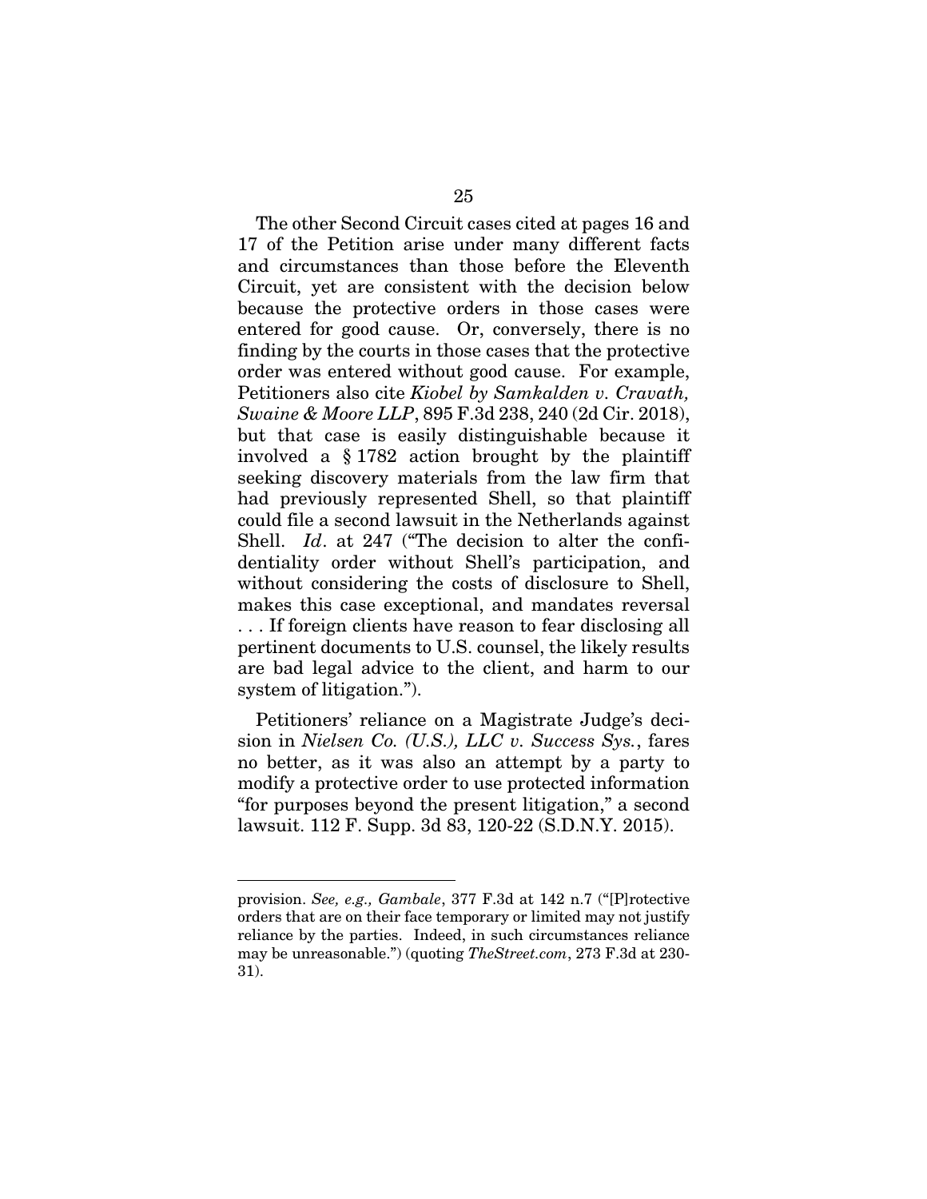The other Second Circuit cases cited at pages 16 and 17 of the Petition arise under many different facts and circumstances than those before the Eleventh Circuit, yet are consistent with the decision below because the protective orders in those cases were entered for good cause. Or, conversely, there is no finding by the courts in those cases that the protective order was entered without good cause. For example, Petitioners also cite *Kiobel by Samkalden v. Cravath, Swaine & Moore LLP*, 895 F.3d 238, 240 (2d Cir. 2018), but that case is easily distinguishable because it involved a § 1782 action brought by the plaintiff seeking discovery materials from the law firm that had previously represented Shell, so that plaintiff could file a second lawsuit in the Netherlands against Shell. *Id*. at 247 ("The decision to alter the confidentiality order without Shell's participation, and without considering the costs of disclosure to Shell, makes this case exceptional, and mandates reversal . . . If foreign clients have reason to fear disclosing all pertinent documents to U.S. counsel, the likely results are bad legal advice to the client, and harm to our system of litigation.").

Petitioners' reliance on a Magistrate Judge's decision in *Nielsen Co. (U.S.), LLC v. Success Sys.*, fares no better, as it was also an attempt by a party to modify a protective order to use protected information "for purposes beyond the present litigation," a second lawsuit. 112 F. Supp. 3d 83, 120-22 (S.D.N.Y. 2015).

---

provision. *See, e.g., Gambale*, 377 F.3d at 142 n.7 ("[P]rotective orders that are on their face temporary or limited may not justify reliance by the parties. Indeed, in such circumstances reliance may be unreasonable.") (quoting *TheStreet.com*, 273 F.3d at 230-31).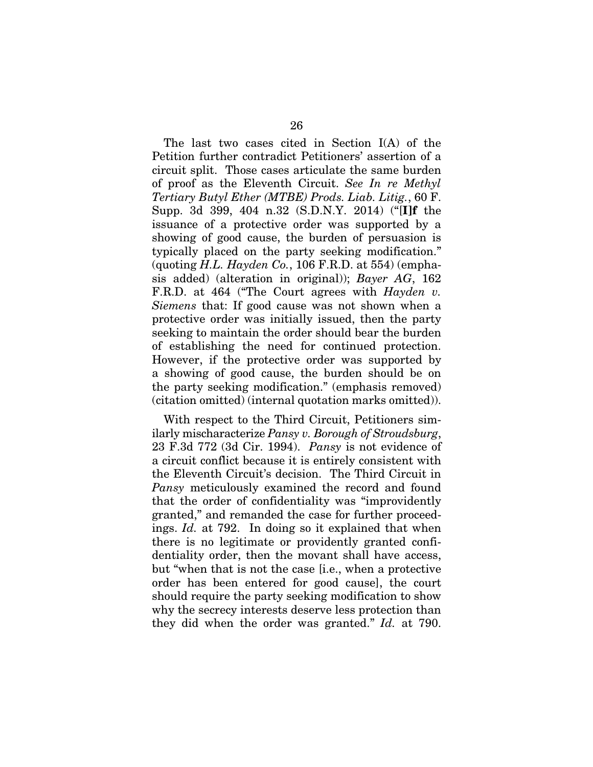The last two cases cited in Section I(A) of the Petition further contradict Petitioners' assertion of a circuit split. Those cases articulate the same burden of proof as the Eleventh Circuit. *See In re Methyl Tertiary Butyl Ether (MTBE) Prods. Liab. Litig.*, 60 F. Supp. 3d 399, 404 n.32 (S.D.N.Y. 2014) ("[**I]f** the issuance of a protective order was supported by a showing of good cause, the burden of persuasion is typically placed on the party seeking modification." (quoting *H.L. Hayden Co.*, 106 F.R.D. at 554) (emphasis added) (alteration in original)); *Bayer AG*, 162 F.R.D. at 464 ("The Court agrees with *Hayden v. Siemens* that: If good cause was not shown when a protective order was initially issued, then the party seeking to maintain the order should bear the burden of establishing the need for continued protection. However, if the protective order was supported by a showing of good cause, the burden should be on the party seeking modification." (emphasis removed) (citation omitted) (internal quotation marks omitted)).

With respect to the Third Circuit, Petitioners similarly mischaracterize *Pansy v. Borough of Stroudsburg*, 23 F.3d 772 (3d Cir. 1994). *Pansy* is not evidence of a circuit conflict because it is entirely consistent with the Eleventh Circuit's decision. The Third Circuit in *Pansy* meticulously examined the record and found that the order of confidentiality was "improvidently granted," and remanded the case for further proceedings. *Id.* at 792. In doing so it explained that when there is no legitimate or providently granted confidentiality order, then the movant shall have access, but "when that is not the case [i.e., when a protective order has been entered for good cause], the court should require the party seeking modification to show why the secrecy interests deserve less protection than they did when the order was granted." *Id.* at 790.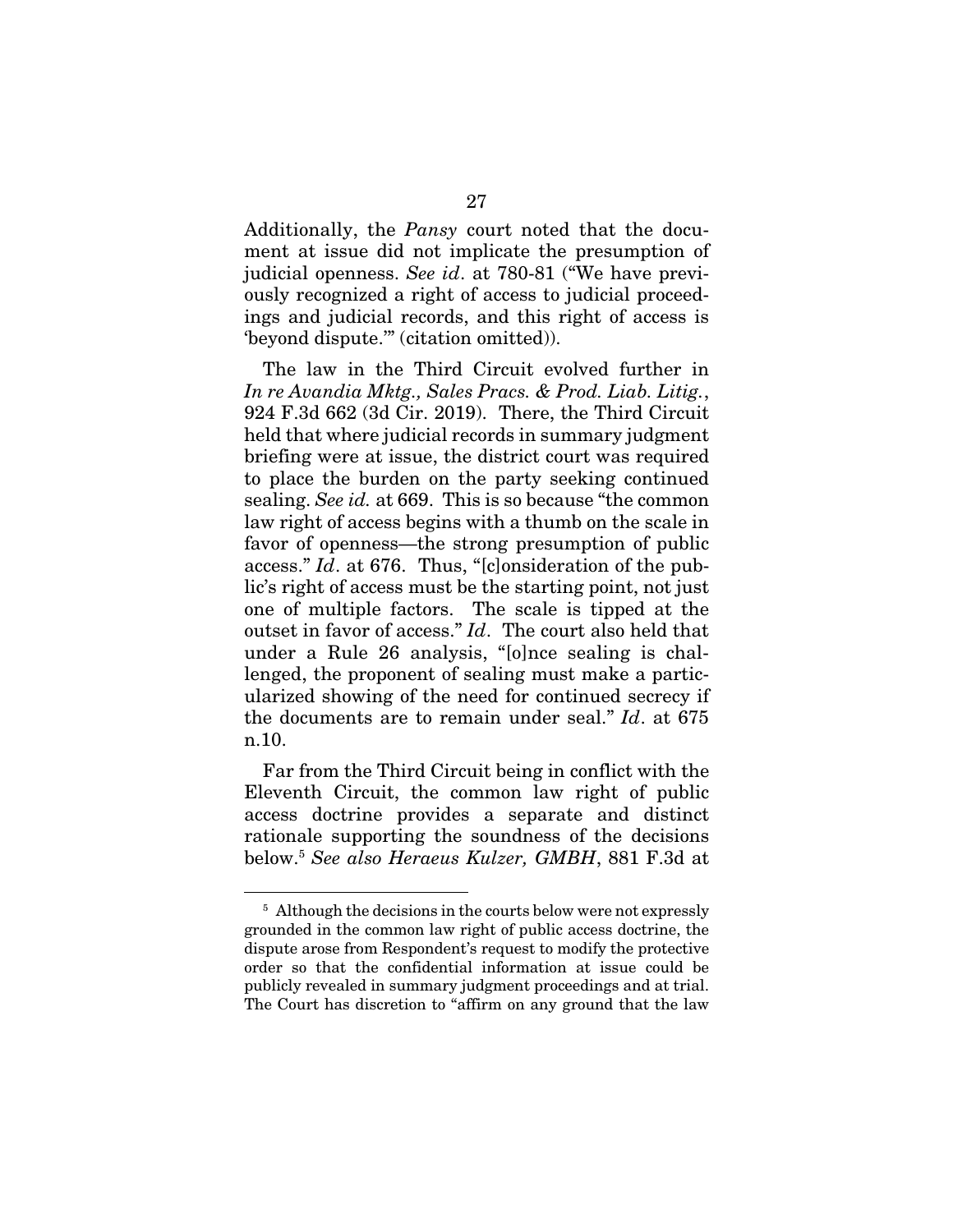Additionally, the *Pansy* court noted that the document at issue did not implicate the presumption of judicial openness. *See id*. at 780-81 ("We have previously recognized a right of access to judicial proceedings and judicial records, and this right of access is 'beyond dispute.'" (citation omitted)).

The law in the Third Circuit evolved further in *In re Avandia Mktg., Sales Pracs. & Prod. Liab. Litig.*, 924 F.3d 662 (3d Cir. 2019). There, the Third Circuit held that where judicial records in summary judgment briefing were at issue, the district court was required to place the burden on the party seeking continued sealing. *See id.* at 669. This is so because "the common law right of access begins with a thumb on the scale in favor of openness—the strong presumption of public access." *Id*. at 676. Thus, "[c]onsideration of the public's right of access must be the starting point, not just one of multiple factors. The scale is tipped at the outset in favor of access." *Id*. The court also held that under a Rule 26 analysis, "[o]nce sealing is challenged, the proponent of sealing must make a particularized showing of the need for continued secrecy if the documents are to remain under seal." *Id*. at 675 n.10.

Far from the Third Circuit being in conflict with the Eleventh Circuit, the common law right of public access doctrine provides a separate and distinct rationale supporting the soundness of the decisions below.[5] *See also Heraeus Kulzer, GMBH*, 881 F.3d at

[5] Although the decisions in the courts below were not expressly grounded in the common law right of public access doctrine, the dispute arose from Respondent's request to modify the protective order so that the confidential information at issue could be publicly revealed in summary judgment proceedings and at trial. The Court has discretion to "affirm on any ground that the law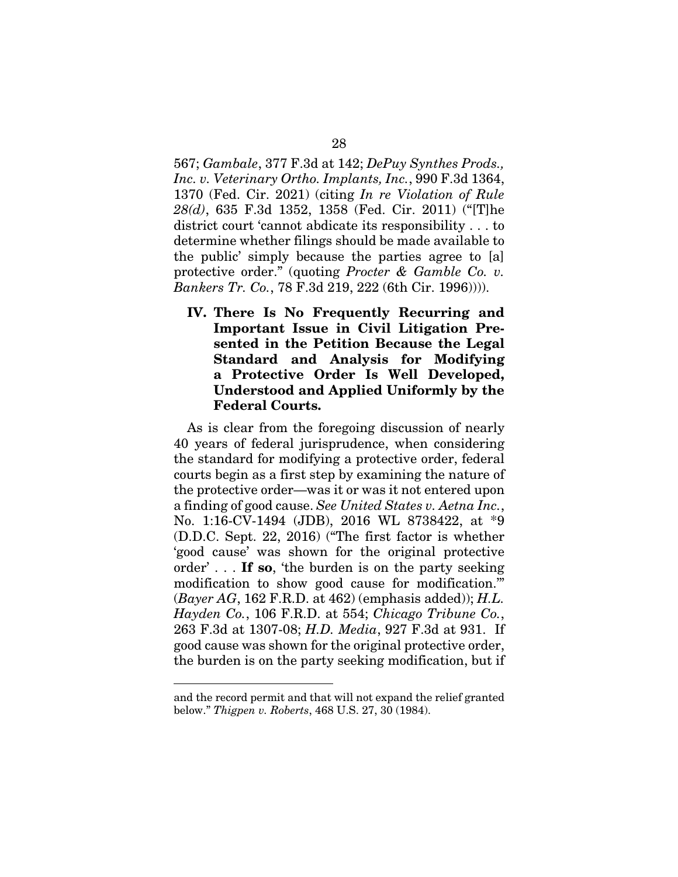567; *Gambale*, 377 F.3d at 142; *DePuy Synthes Prods., Inc. v. Veterinary Ortho. Implants, Inc.*, 990 F.3d 1364, 1370 (Fed. Cir. 2021) (citing *In re Violation of Rule 28(d)*, 635 F.3d 1352, 1358 (Fed. Cir. 2011) ("[T]he district court 'cannot abdicate its responsibility . . . to determine whether filings should be made available to the public' simply because the parties agree to [a] protective order." (quoting *Procter & Gamble Co. v. Bankers Tr. Co.*, 78 F.3d 219, 222 (6th Cir. 1996)))).

## IV. There Is No Frequently Recurring and Important Issue in Civil Litigation Presented in the Petition Because the Legal Standard and Analysis for Modifying a Protective Order Is Well Developed, Understood and Applied Uniformly by the Federal Courts.

As is clear from the foregoing discussion of nearly 40 years of federal jurisprudence, when considering the standard for modifying a protective order, federal courts begin as a first step by examining the nature of the protective order—was it or was it not entered upon a finding of good cause. *See United States v. Aetna Inc.*, No. 1:16-CV-1494 (JDB), 2016 WL 8738422, at *9 (D.D.C. Sept. 22, 2016) ("The first factor is whether 'good cause' was shown for the original protective order' . . . **If so**, 'the burden is on the party seeking modification to show good cause for modification.'" (*Bayer AG*, 162 F.R.D. at 462) (emphasis added)); *H.L. Hayden Co.*, 106 F.R.D. at 554; *Chicago Tribune Co.*, 263 F.3d at 1307-08; *H.D. Media*, 927 F.3d at 931. If good cause was shown for the original protective order, the burden is on the party seeking modification, but if

---

and the record permit and that will not expand the relief granted below." *Thigpen v. Roberts*, 468 U.S. 27, 30 (1984).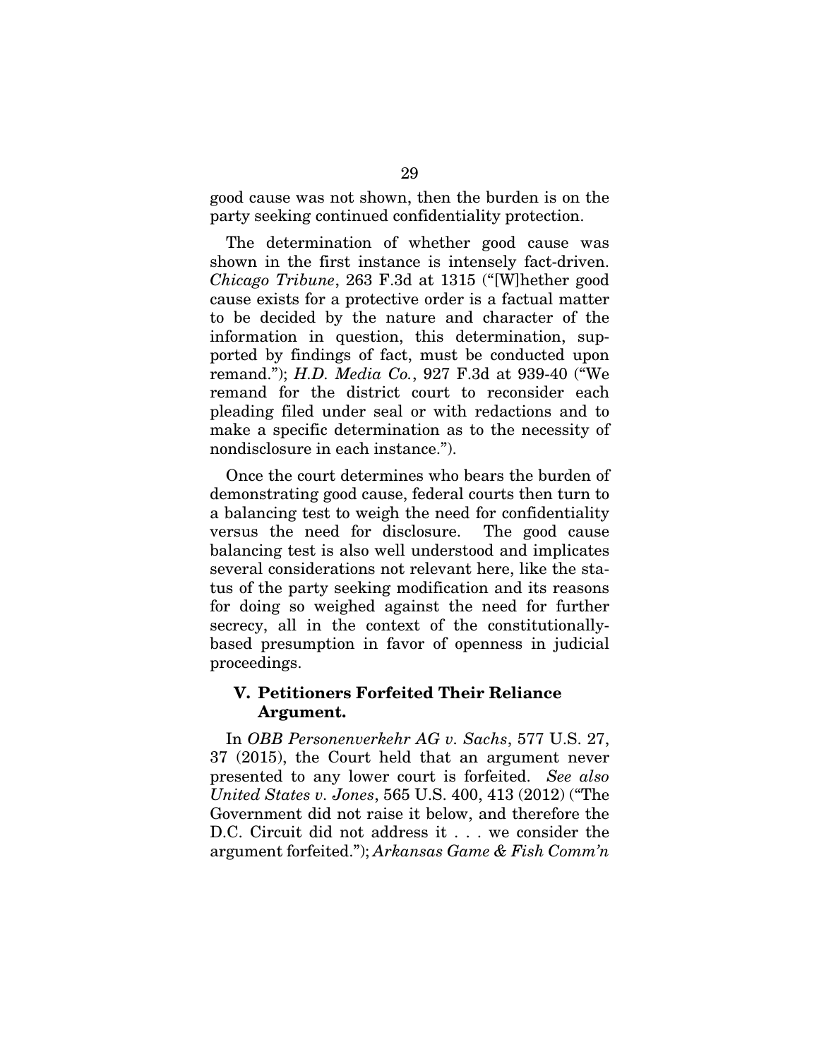good cause was not shown, then the burden is on the party seeking continued confidentiality protection.

The determination of whether good cause was shown in the first instance is intensely fact-driven. *Chicago Tribune*, 263 F.3d at 1315 ("[W]hether good cause exists for a protective order is a factual matter to be decided by the nature and character of the information in question, this determination, supported by findings of fact, must be conducted upon remand."); *H.D. Media Co.*, 927 F.3d at 939-40 ("We remand for the district court to reconsider each pleading filed under seal or with redactions and to make a specific determination as to the necessity of nondisclosure in each instance.").

Once the court determines who bears the burden of demonstrating good cause, federal courts then turn to a balancing test to weigh the need for confidentiality versus the need for disclosure. The good cause balancing test is also well understood and implicates several considerations not relevant here, like the status of the party seeking modification and its reasons for doing so weighed against the need for further secrecy, all in the context of the constitutionally-based presumption in favor of openness in judicial proceedings.

## V. Petitioners Forfeited Their Reliance Argument.

In *OBB Personenverkehr AG v. Sachs*, 577 U.S. 27, 37 (2015), the Court held that an argument never presented to any lower court is forfeited. *See also United States v. Jones*, 565 U.S. 400, 413 (2012) ("The Government did not raise it below, and therefore the D.C. Circuit did not address it . . . we consider the argument forfeited."); *Arkansas Game & Fish Comm'n*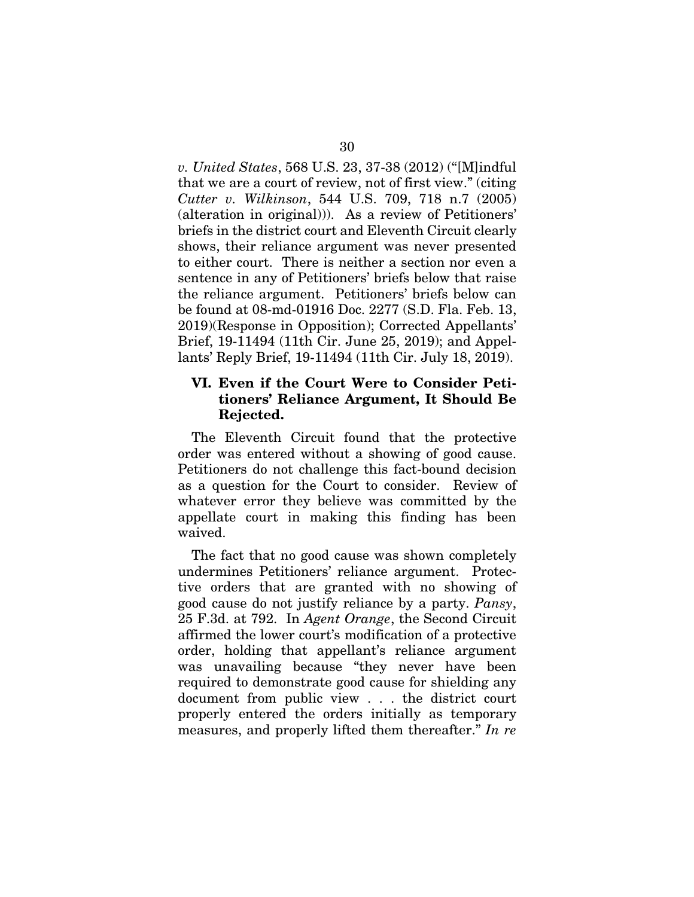*v. United States*, 568 U.S. 23, 37-38 (2012) ("[M]indful that we are a court of review, not of first view." (citing *Cutter v. Wilkinson*, 544 U.S. 709, 718 n.7 (2005) (alteration in original))). As a review of Petitioners' briefs in the district court and Eleventh Circuit clearly shows, their reliance argument was never presented to either court. There is neither a section nor even a sentence in any of Petitioners' briefs below that raise the reliance argument. Petitioners' briefs below can be found at 08-md-01916 Doc. 2277 (S.D. Fla. Feb. 13, 2019)(Response in Opposition); Corrected Appellants' Brief, 19-11494 (11th Cir. June 25, 2019); and Appellants' Reply Brief, 19-11494 (11th Cir. July 18, 2019).

### VI. Even if the Court Were to Consider Petitioners' Reliance Argument, It Should Be Rejected.

The Eleventh Circuit found that the protective order was entered without a showing of good cause. Petitioners do not challenge this fact-bound decision as a question for the Court to consider. Review of whatever error they believe was committed by the appellate court in making this finding has been waived.

The fact that no good cause was shown completely undermines Petitioners' reliance argument. Protective orders that are granted with no showing of good cause do not justify reliance by a party. *Pansy*, 25 F.3d. at 792. In *Agent Orange*, the Second Circuit affirmed the lower court's modification of a protective order, holding that appellant's reliance argument was unavailing because "they never have been required to demonstrate good cause for shielding any document from public view . . . the district court properly entered the orders initially as temporary measures, and properly lifted them thereafter." *In re*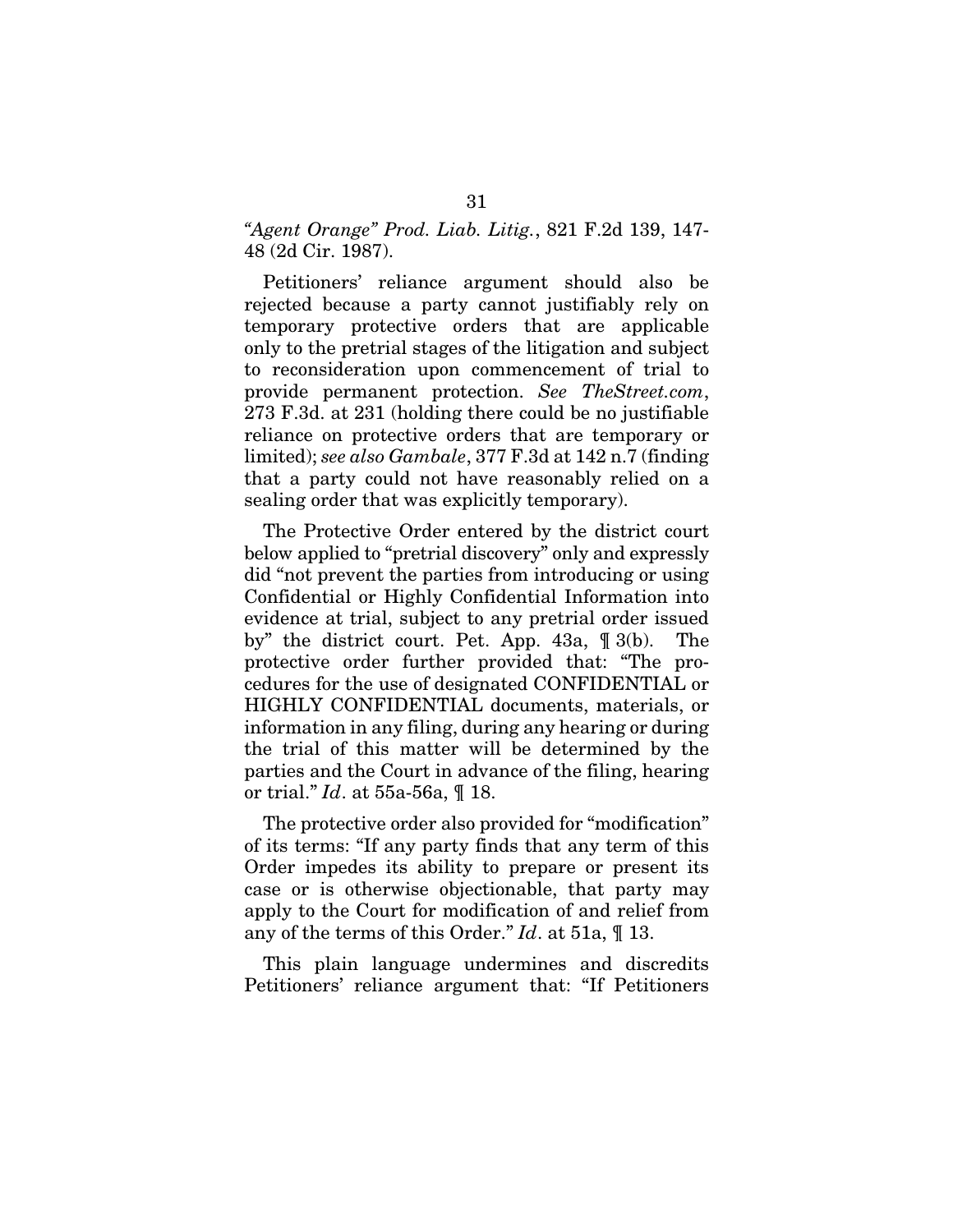*"Agent Orange" Prod. Liab. Litig.*, 821 F.2d 139, 147-48 (2d Cir. 1987).

Petitioners' reliance argument should also be rejected because a party cannot justifiably rely on temporary protective orders that are applicable only to the pretrial stages of the litigation and subject to reconsideration upon commencement of trial to provide permanent protection. *See TheStreet.com*, 273 F.3d. at 231 (holding there could be no justifiable reliance on protective orders that are temporary or limited); *see also Gambale*, 377 F.3d at 142 n.7 (finding that a party could not have reasonably relied on a sealing order that was explicitly temporary).

The Protective Order entered by the district court below applied to "pretrial discovery" only and expressly did "not prevent the parties from introducing or using Confidential or Highly Confidential Information into evidence at trial, subject to any pretrial order issued by" the district court. Pet. App. 43a, ¶ 3(b). The protective order further provided that: "The procedures for the use of designated CONFIDENTIAL or HIGHLY CONFIDENTIAL documents, materials, or information in any filing, during any hearing or during the trial of this matter will be determined by the parties and the Court in advance of the filing, hearing or trial." *Id*. at 55a-56a, ¶ 18.

The protective order also provided for "modification" of its terms: "If any party finds that any term of this Order impedes its ability to prepare or present its case or is otherwise objectionable, that party may apply to the Court for modification of and relief from any of the terms of this Order." *Id*. at 51a, ¶ 13.

This plain language undermines and discredits Petitioners' reliance argument that: "If Petitioners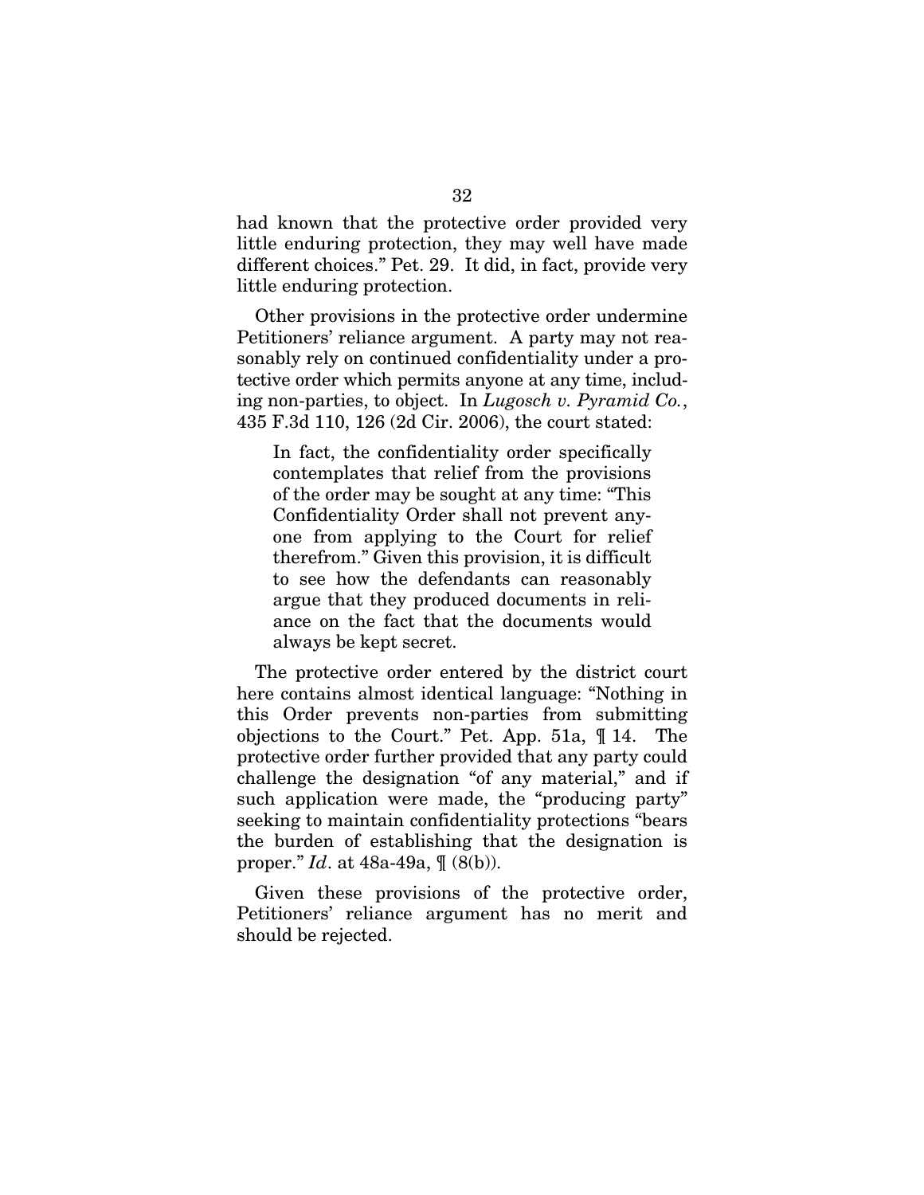had known that the protective order provided very little enduring protection, they may well have made different choices." Pet. 29. It did, in fact, provide very little enduring protection.

Other provisions in the protective order undermine Petitioners' reliance argument. A party may not reasonably rely on continued confidentiality under a protective order which permits anyone at any time, including non-parties, to object. In *Lugosch v. Pyramid Co.*, 435 F.3d 110, 126 (2d Cir. 2006), the court stated:

> In fact, the confidentiality order specifically contemplates that relief from the provisions of the order may be sought at any time: "This Confidentiality Order shall not prevent anyone from applying to the Court for relief therefrom." Given this provision, it is difficult to see how the defendants can reasonably argue that they produced documents in reliance on the fact that the documents would always be kept secret.

The protective order entered by the district court here contains almost identical language: "Nothing in this Order prevents non-parties from submitting objections to the Court." Pet. App. 51a, ¶ 14. The protective order further provided that any party could challenge the designation "of any material," and if such application were made, the "producing party" seeking to maintain confidentiality protections "bears the burden of establishing that the designation is proper." *Id*. at 48a-49a, ¶ (8(b)).

Given these provisions of the protective order, Petitioners' reliance argument has no merit and should be rejected.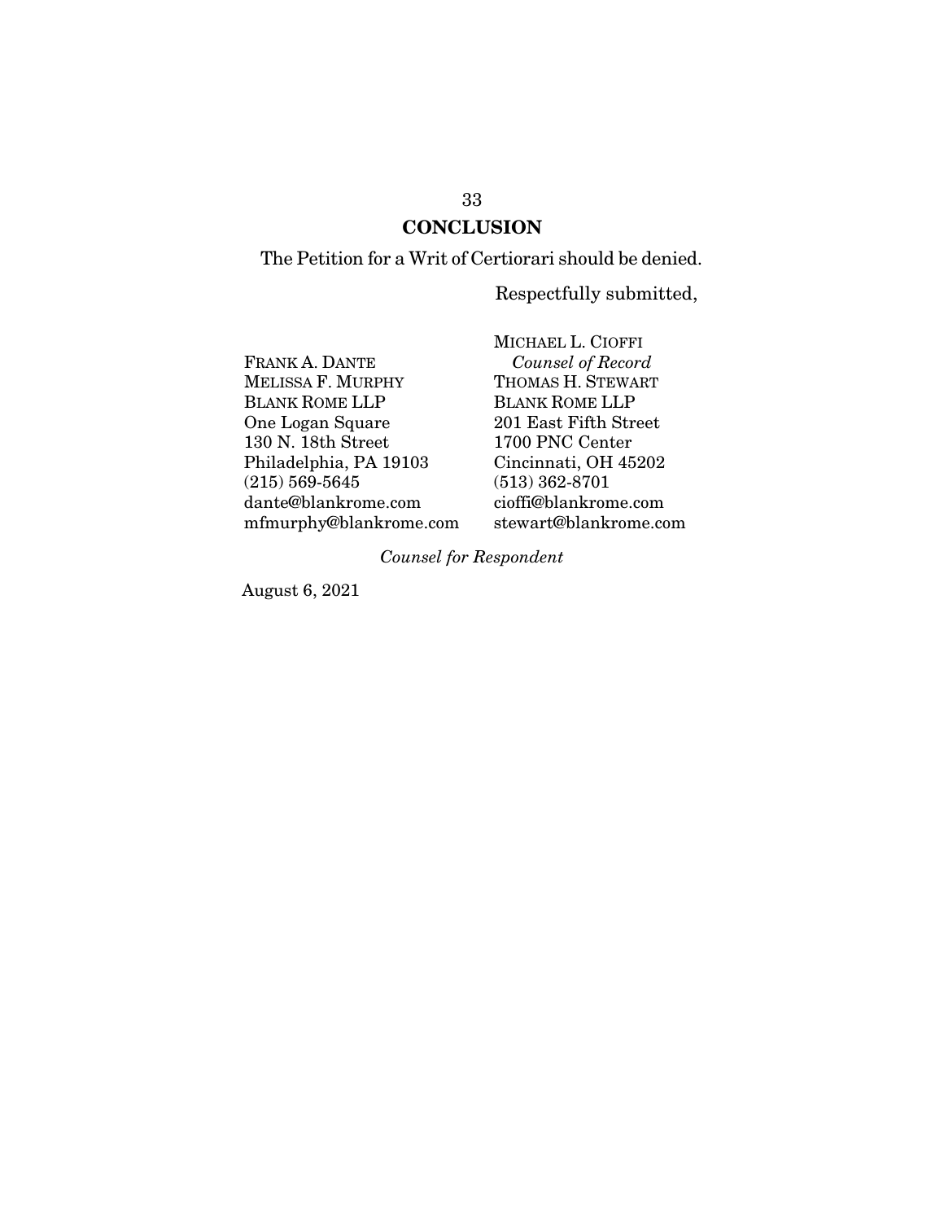## CONCLUSION

The Petition for a Writ of Certiorari should be denied.

Respectfully submitted,

MICHAEL L. CIOFFI
*Counsel of Record*
THOMAS H. STEWART
BLANK ROME LLP
201 East Fifth Street
1700 PNC Center
Cincinnati, OH 45202
(513) 362-8701
cioffi@blankrome.com
stewart@blankrome.com

FRANK A. DANTE
MELISSA F. MURPHY
BLANK ROME LLP
One Logan Square
130 N. 18th Street
Philadelphia, PA 19103
(215) 569-5645
dante@blankrome.com
mfmurphy@blankrome.com

*Counsel for Respondent*

August 6, 2021